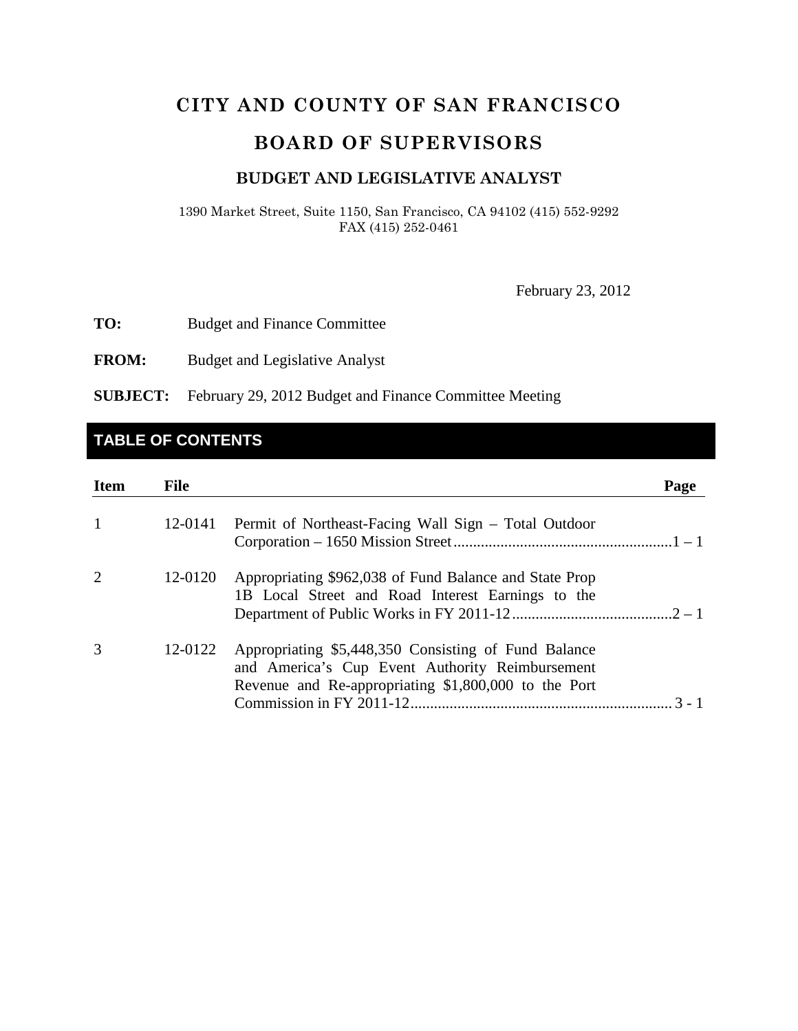# CITY AND COUNTY OF SAN FRANCISCO

## BOARD OF SUPERVISORS

### BUDGET AND LEGISLATIVE ANALYST

1390 Market Street, Suite 1150, San Francisco, CA 94102 (415) 552-9292
FAX (415) 252-0461

February 23, 2012

**TO:** Budget and Finance Committee

**FROM:** Budget and Legislative Analyst

**SUBJECT:** February 29, 2012 Budget and Finance Committee Meeting

## TABLE OF CONTENTS

| Item | File | | Page |
|---|---|---|---|
| 1 | 12-0141 | Permit of Northeast-Facing Wall Sign – Total Outdoor Corporation – 1650 Mission Street | 1 – 1 |
| 2 | 12-0120 | Appropriating $962,038 of Fund Balance and State Prop 1B Local Street and Road Interest Earnings to the Department of Public Works in FY 2011-12 | 2 – 1 |
| 3 | 12-0122 | Appropriating $5,448,350 Consisting of Fund Balance and America's Cup Event Authority Reimbursement Revenue and Re-appropriating $1,800,000 to the Port Commission in FY 2011-12 | 3 - 1 |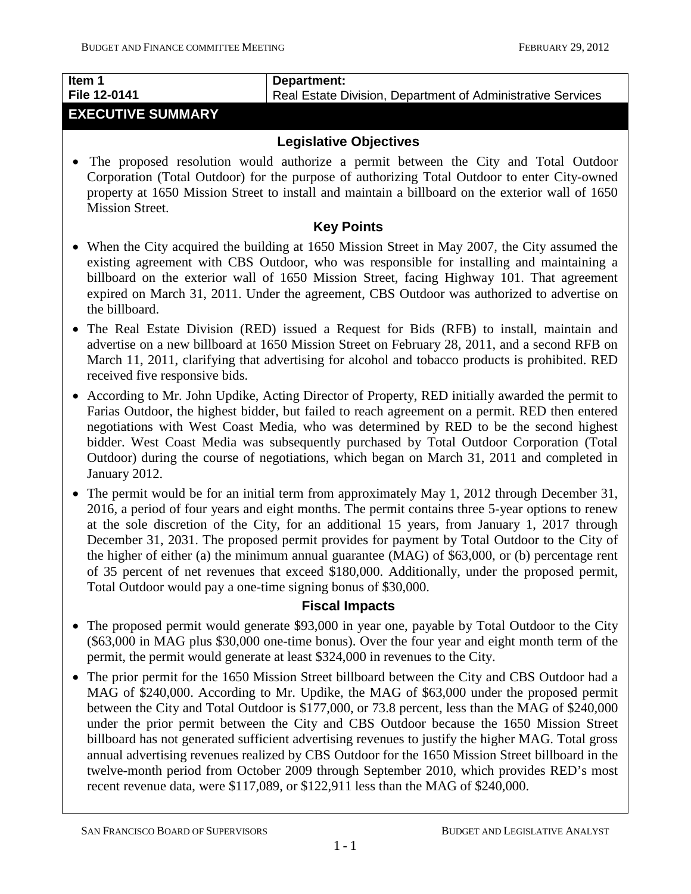| Item 1 | Department: |
| --- | --- |
| File 12-0141 | Real Estate Division, Department of Administrative Services |

## EXECUTIVE SUMMARY

### Legislative Objectives

- The proposed resolution would authorize a permit between the City and Total Outdoor Corporation (Total Outdoor) for the purpose of authorizing Total Outdoor to enter City-owned property at 1650 Mission Street to install and maintain a billboard on the exterior wall of 1650 Mission Street.

### Key Points

- When the City acquired the building at 1650 Mission Street in May 2007, the City assumed the existing agreement with CBS Outdoor, who was responsible for installing and maintaining a billboard on the exterior wall of 1650 Mission Street, facing Highway 101. That agreement expired on March 31, 2011. Under the agreement, CBS Outdoor was authorized to advertise on the billboard.
- The Real Estate Division (RED) issued a Request for Bids (RFB) to install, maintain and advertise on a new billboard at 1650 Mission Street on February 28, 2011, and a second RFB on March 11, 2011, clarifying that advertising for alcohol and tobacco products is prohibited. RED received five responsive bids.
- According to Mr. John Updike, Acting Director of Property, RED initially awarded the permit to Farias Outdoor, the highest bidder, but failed to reach agreement on a permit. RED then entered negotiations with West Coast Media, who was determined by RED to be the second highest bidder. West Coast Media was subsequently purchased by Total Outdoor Corporation (Total Outdoor) during the course of negotiations, which began on March 31, 2011 and completed in January 2012.
- The permit would be for an initial term from approximately May 1, 2012 through December 31, 2016, a period of four years and eight months. The permit contains three 5-year options to renew at the sole discretion of the City, for an additional 15 years, from January 1, 2017 through December 31, 2031. The proposed permit provides for payment by Total Outdoor to the City of the higher of either (a) the minimum annual guarantee (MAG) of $63,000, or (b) percentage rent of 35 percent of net revenues that exceed $180,000. Additionally, under the proposed permit, Total Outdoor would pay a one-time signing bonus of $30,000.

### Fiscal Impacts

- The proposed permit would generate $93,000 in year one, payable by Total Outdoor to the City ($63,000 in MAG plus $30,000 one-time bonus). Over the four year and eight month term of the permit, the permit would generate at least $324,000 in revenues to the City.
- The prior permit for the 1650 Mission Street billboard between the City and CBS Outdoor had a MAG of $240,000. According to Mr. Updike, the MAG of $63,000 under the proposed permit between the City and Total Outdoor is $177,000, or 73.8 percent, less than the MAG of $240,000 under the prior permit between the City and CBS Outdoor because the 1650 Mission Street billboard has not generated sufficient advertising revenues to justify the higher MAG. Total gross annual advertising revenues realized by CBS Outdoor for the 1650 Mission Street billboard in the twelve-month period from October 2009 through September 2010, which provides RED's most recent revenue data, were $117,089, or $122,911 less than the MAG of $240,000.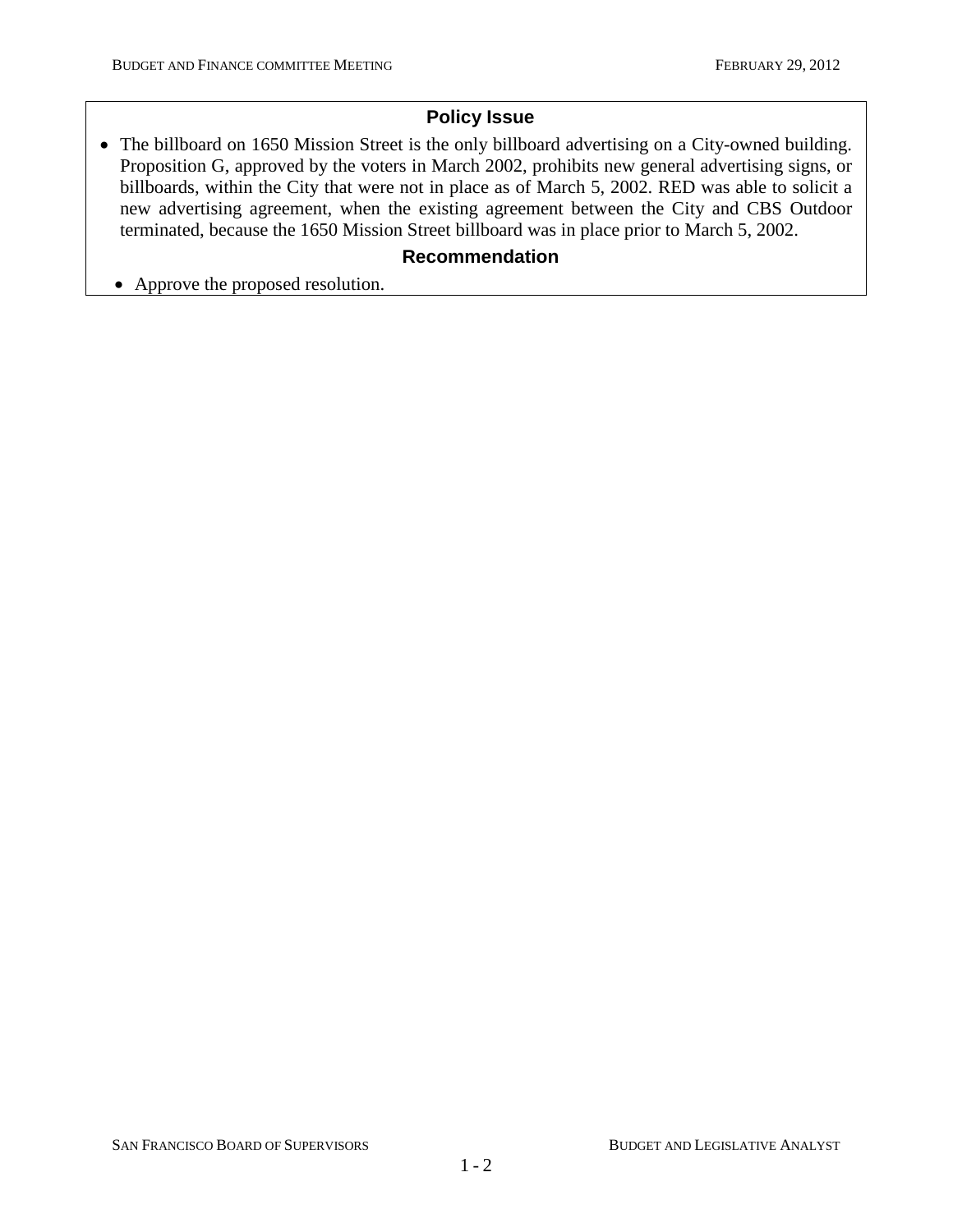## Policy Issue

- The billboard on 1650 Mission Street is the only billboard advertising on a City-owned building. Proposition G, approved by the voters in March 2002, prohibits new general advertising signs, or billboards, within the City that were not in place as of March 5, 2002. RED was able to solicit a new advertising agreement, when the existing agreement between the City and CBS Outdoor terminated, because the 1650 Mission Street billboard was in place prior to March 5, 2002.

## Recommendation

- Approve the proposed resolution.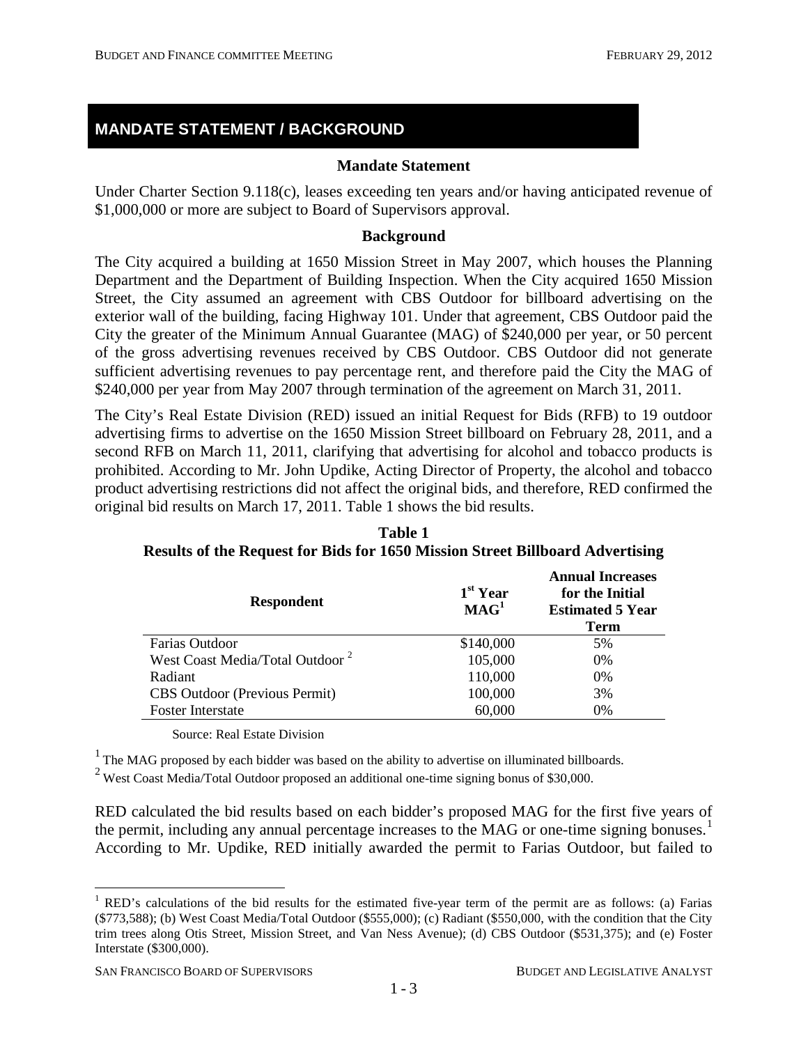## MANDATE STATEMENT / BACKGROUND

### Mandate Statement

Under Charter Section 9.118(c), leases exceeding ten years and/or having anticipated revenue of $1,000,000 or more are subject to Board of Supervisors approval.

### Background

The City acquired a building at 1650 Mission Street in May 2007, which houses the Planning Department and the Department of Building Inspection. When the City acquired 1650 Mission Street, the City assumed an agreement with CBS Outdoor for billboard advertising on the exterior wall of the building, facing Highway 101. Under that agreement, CBS Outdoor paid the City the greater of the Minimum Annual Guarantee (MAG) of $240,000 per year, or 50 percent of the gross advertising revenues received by CBS Outdoor. CBS Outdoor did not generate sufficient advertising revenues to pay percentage rent, and therefore paid the City the MAG of $240,000 per year from May 2007 through termination of the agreement on March 31, 2011.

The City's Real Estate Division (RED) issued an initial Request for Bids (RFB) to 19 outdoor advertising firms to advertise on the 1650 Mission Street billboard on February 28, 2011, and a second RFB on March 11, 2011, clarifying that advertising for alcohol and tobacco products is prohibited. According to Mr. John Updike, Acting Director of Property, the alcohol and tobacco product advertising restrictions did not affect the original bids, and therefore, RED confirmed the original bid results on March 17, 2011. Table 1 shows the bid results.

**Table 1**
**Results of the Request for Bids for 1650 Mission Street Billboard Advertising**

| Respondent | 1st Year MAG[1] | Annual Increases for the Initial Estimated 5 Year Term |
|---|---|---|
| Farias Outdoor | $140,000 | 5% |
| West Coast Media/Total Outdoor [2] | 105,000 | 0% |
| Radiant | 110,000 | 0% |
| CBS Outdoor (Previous Permit) | 100,000 | 3% |
| Foster Interstate | 60,000 | 0% |

Source: Real Estate Division

[1] The MAG proposed by each bidder was based on the ability to advertise on illuminated billboards.

[2] West Coast Media/Total Outdoor proposed an additional one-time signing bonus of $30,000.

RED calculated the bid results based on each bidder's proposed MAG for the first five years of the permit, including any annual percentage increases to the MAG or one-time signing bonuses.[1] According to Mr. Updike, RED initially awarded the permit to Farias Outdoor, but failed to

[1] RED's calculations of the bid results for the estimated five-year term of the permit are as follows: (a) Farias ($773,588); (b) West Coast Media/Total Outdoor ($555,000); (c) Radiant ($550,000, with the condition that the City trim trees along Otis Street, Mission Street, and Van Ness Avenue); (d) CBS Outdoor ($531,375); and (e) Foster Interstate ($300,000).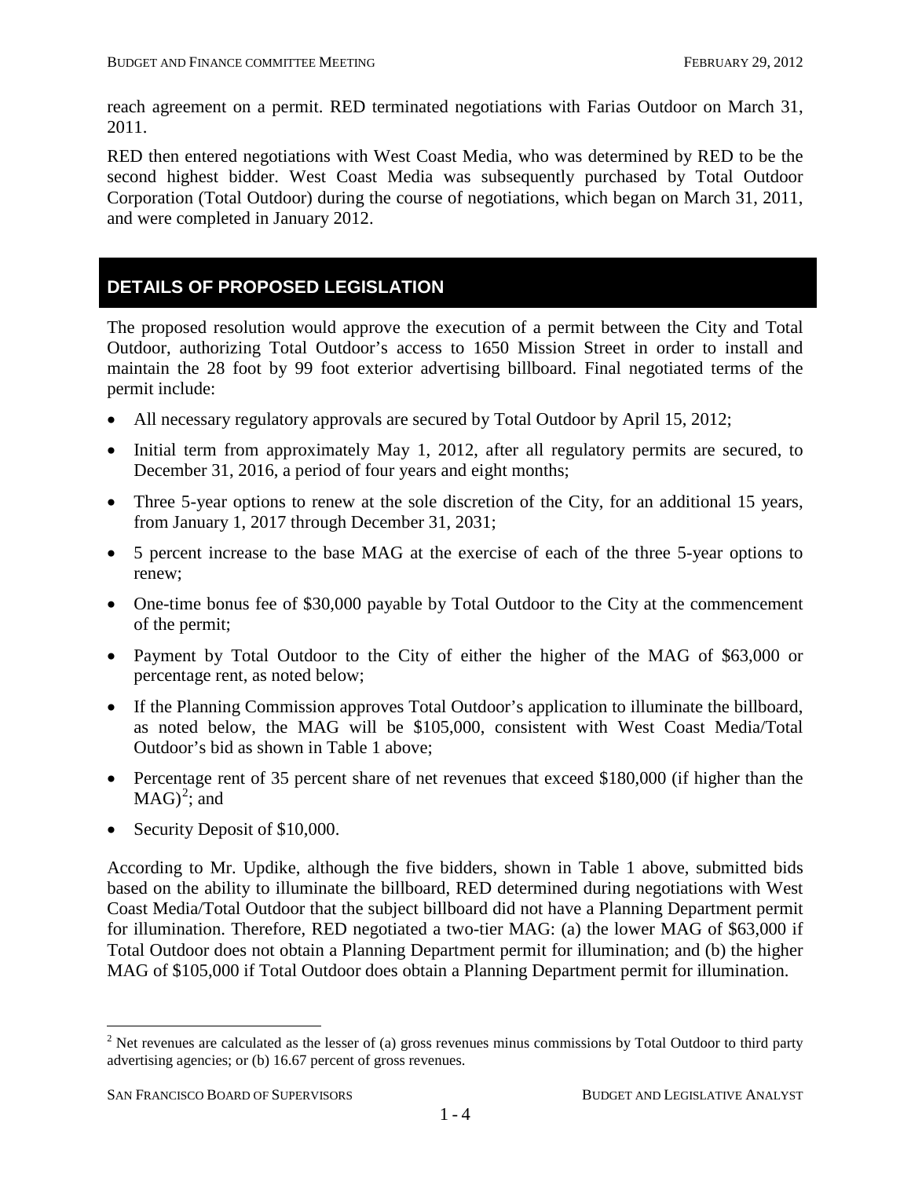reach agreement on a permit. RED terminated negotiations with Farias Outdoor on March 31, 2011.

RED then entered negotiations with West Coast Media, who was determined by RED to be the second highest bidder. West Coast Media was subsequently purchased by Total Outdoor Corporation (Total Outdoor) during the course of negotiations, which began on March 31, 2011, and were completed in January 2012.

## DETAILS OF PROPOSED LEGISLATION

The proposed resolution would approve the execution of a permit between the City and Total Outdoor, authorizing Total Outdoor's access to 1650 Mission Street in order to install and maintain the 28 foot by 99 foot exterior advertising billboard. Final negotiated terms of the permit include:

- All necessary regulatory approvals are secured by Total Outdoor by April 15, 2012;
- Initial term from approximately May 1, 2012, after all regulatory permits are secured, to December 31, 2016, a period of four years and eight months;
- Three 5-year options to renew at the sole discretion of the City, for an additional 15 years, from January 1, 2017 through December 31, 2031;
- 5 percent increase to the base MAG at the exercise of each of the three 5-year options to renew;
- One-time bonus fee of $30,000 payable by Total Outdoor to the City at the commencement of the permit;
- Payment by Total Outdoor to the City of either the higher of the MAG of $63,000 or percentage rent, as noted below;
- If the Planning Commission approves Total Outdoor's application to illuminate the billboard, as noted below, the MAG will be $105,000, consistent with West Coast Media/Total Outdoor's bid as shown in Table 1 above;
- Percentage rent of 35 percent share of net revenues that exceed $180,000 (if higher than the MAG)[2]; and
- Security Deposit of $10,000.

According to Mr. Updike, although the five bidders, shown in Table 1 above, submitted bids based on the ability to illuminate the billboard, RED determined during negotiations with West Coast Media/Total Outdoor that the subject billboard did not have a Planning Department permit for illumination. Therefore, RED negotiated a two-tier MAG: (a) the lower MAG of $63,000 if Total Outdoor does not obtain a Planning Department permit for illumination; and (b) the higher MAG of $105,000 if Total Outdoor does obtain a Planning Department permit for illumination.

[2] Net revenues are calculated as the lesser of (a) gross revenues minus commissions by Total Outdoor to third party advertising agencies; or (b) 16.67 percent of gross revenues.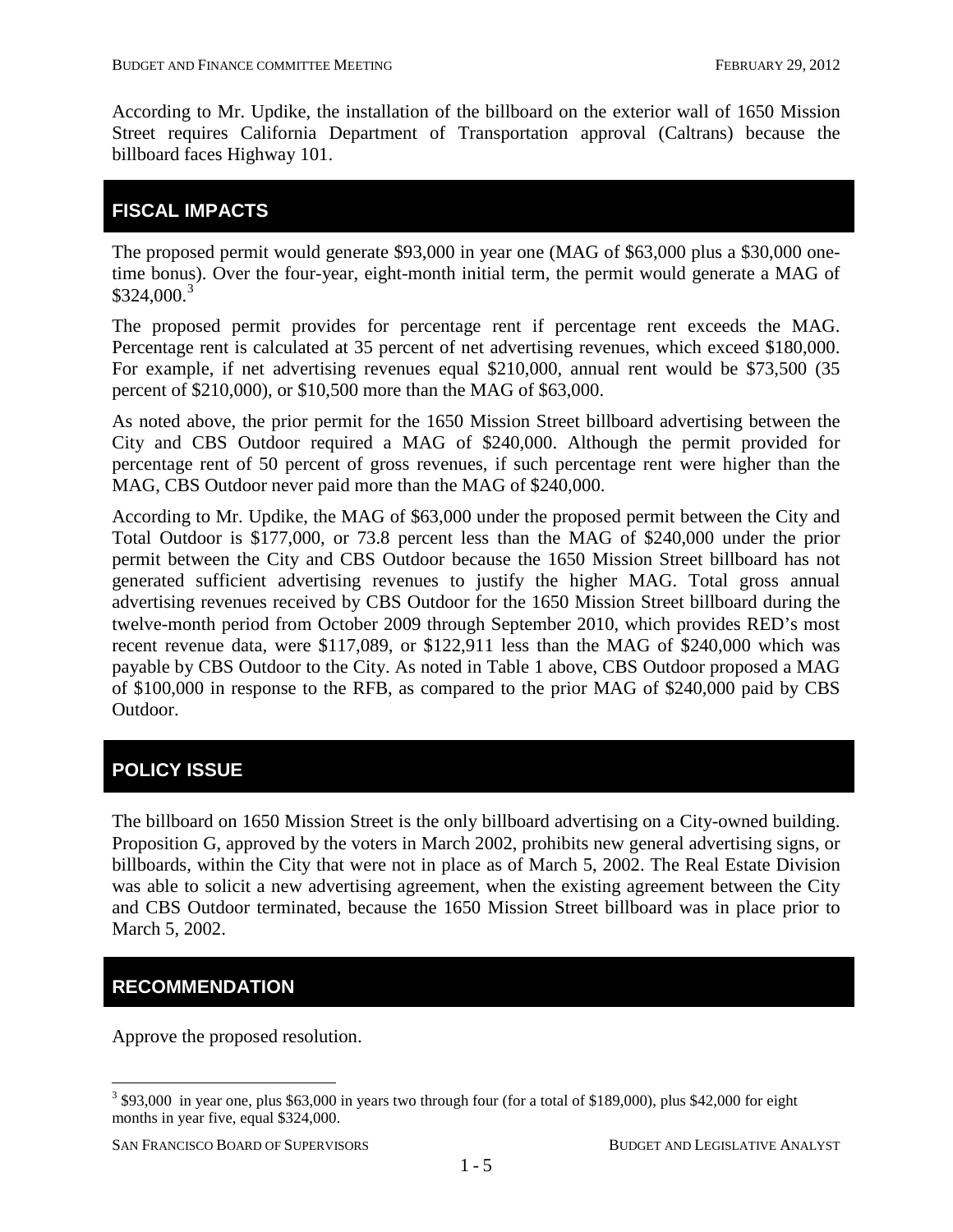According to Mr. Updike, the installation of the billboard on the exterior wall of 1650 Mission Street requires California Department of Transportation approval (Caltrans) because the billboard faces Highway 101.

## FISCAL IMPACTS

The proposed permit would generate $93,000 in year one (MAG of $63,000 plus a $30,000 one-time bonus). Over the four-year, eight-month initial term, the permit would generate a MAG of $324,000.[3]

The proposed permit provides for percentage rent if percentage rent exceeds the MAG. Percentage rent is calculated at 35 percent of net advertising revenues, which exceed $180,000. For example, if net advertising revenues equal $210,000, annual rent would be $73,500 (35 percent of $210,000), or $10,500 more than the MAG of $63,000.

As noted above, the prior permit for the 1650 Mission Street billboard advertising between the City and CBS Outdoor required a MAG of $240,000. Although the permit provided for percentage rent of 50 percent of gross revenues, if such percentage rent were higher than the MAG, CBS Outdoor never paid more than the MAG of $240,000.

According to Mr. Updike, the MAG of $63,000 under the proposed permit between the City and Total Outdoor is $177,000, or 73.8 percent less than the MAG of $240,000 under the prior permit between the City and CBS Outdoor because the 1650 Mission Street billboard has not generated sufficient advertising revenues to justify the higher MAG. Total gross annual advertising revenues received by CBS Outdoor for the 1650 Mission Street billboard during the twelve-month period from October 2009 through September 2010, which provides RED's most recent revenue data, were $117,089, or $122,911 less than the MAG of $240,000 which was payable by CBS Outdoor to the City. As noted in Table 1 above, CBS Outdoor proposed a MAG of $100,000 in response to the RFB, as compared to the prior MAG of $240,000 paid by CBS Outdoor.

## POLICY ISSUE

The billboard on 1650 Mission Street is the only billboard advertising on a City-owned building. Proposition G, approved by the voters in March 2002, prohibits new general advertising signs, or billboards, within the City that were not in place as of March 5, 2002. The Real Estate Division was able to solicit a new advertising agreement, when the existing agreement between the City and CBS Outdoor terminated, because the 1650 Mission Street billboard was in place prior to March 5, 2002.

## RECOMMENDATION

Approve the proposed resolution.

[3] $93,000 in year one, plus $63,000 in years two through four (for a total of $189,000), plus $42,000 for eight months in year five, equal $324,000.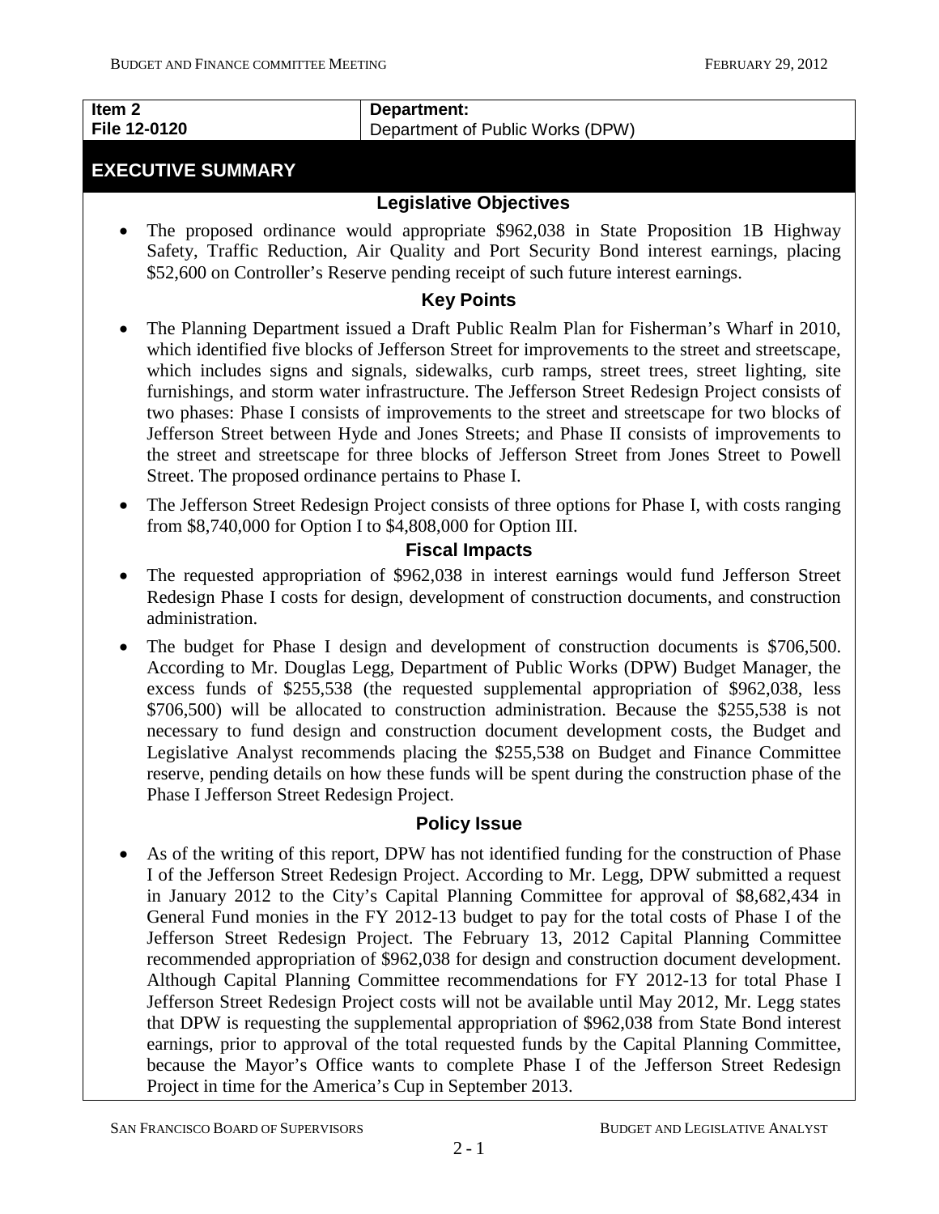| Item 2 | Department: |
| --- | --- |
| File 12-0120 | Department of Public Works (DPW) |

## EXECUTIVE SUMMARY

### Legislative Objectives

- The proposed ordinance would appropriate $962,038 in State Proposition 1B Highway Safety, Traffic Reduction, Air Quality and Port Security Bond interest earnings, placing $52,600 on Controller's Reserve pending receipt of such future interest earnings.

### Key Points

- The Planning Department issued a Draft Public Realm Plan for Fisherman's Wharf in 2010, which identified five blocks of Jefferson Street for improvements to the street and streetscape, which includes signs and signals, sidewalks, curb ramps, street trees, street lighting, site furnishings, and storm water infrastructure. The Jefferson Street Redesign Project consists of two phases: Phase I consists of improvements to the street and streetscape for two blocks of Jefferson Street between Hyde and Jones Streets; and Phase II consists of improvements to the street and streetscape for three blocks of Jefferson Street from Jones Street to Powell Street. The proposed ordinance pertains to Phase I.
- The Jefferson Street Redesign Project consists of three options for Phase I, with costs ranging from $8,740,000 for Option I to $4,808,000 for Option III.

### Fiscal Impacts

- The requested appropriation of $962,038 in interest earnings would fund Jefferson Street Redesign Phase I costs for design, development of construction documents, and construction administration.
- The budget for Phase I design and development of construction documents is $706,500. According to Mr. Douglas Legg, Department of Public Works (DPW) Budget Manager, the excess funds of $255,538 (the requested supplemental appropriation of $962,038, less $706,500) will be allocated to construction administration. Because the $255,538 is not necessary to fund design and construction document development costs, the Budget and Legislative Analyst recommends placing the $255,538 on Budget and Finance Committee reserve, pending details on how these funds will be spent during the construction phase of the Phase I Jefferson Street Redesign Project.

### Policy Issue

- As of the writing of this report, DPW has not identified funding for the construction of Phase I of the Jefferson Street Redesign Project. According to Mr. Legg, DPW submitted a request in January 2012 to the City's Capital Planning Committee for approval of $8,682,434 in General Fund monies in the FY 2012-13 budget to pay for the total costs of Phase I of the Jefferson Street Redesign Project. The February 13, 2012 Capital Planning Committee recommended appropriation of $962,038 for design and construction document development. Although Capital Planning Committee recommendations for FY 2012-13 for total Phase I Jefferson Street Redesign Project costs will not be available until May 2012, Mr. Legg states that DPW is requesting the supplemental appropriation of $962,038 from State Bond interest earnings, prior to approval of the total requested funds by the Capital Planning Committee, because the Mayor's Office wants to complete Phase I of the Jefferson Street Redesign Project in time for the America's Cup in September 2013.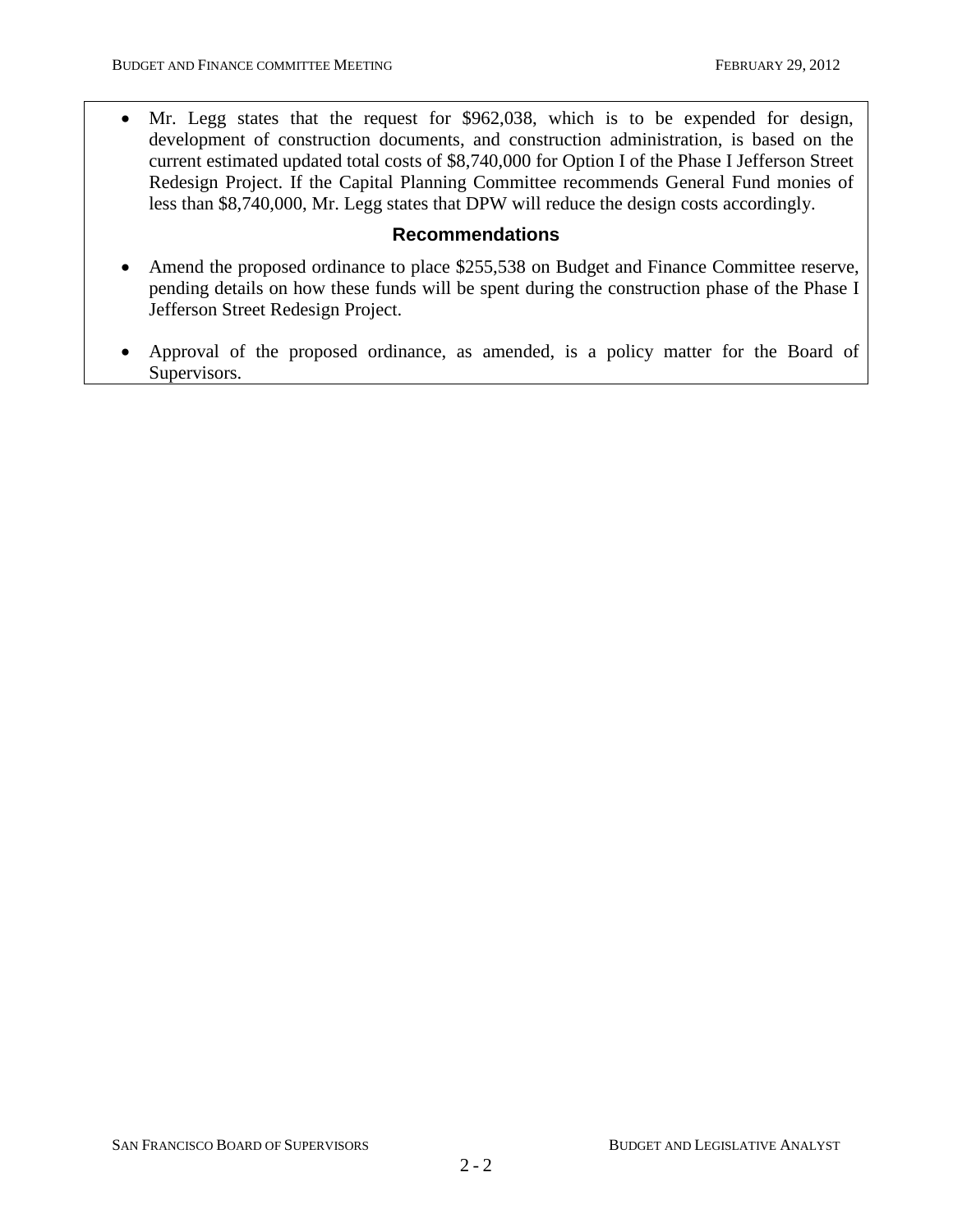- Mr. Legg states that the request for $962,038, which is to be expended for design, development of construction documents, and construction administration, is based on the current estimated updated total costs of $8,740,000 for Option I of the Phase I Jefferson Street Redesign Project. If the Capital Planning Committee recommends General Fund monies of less than $8,740,000, Mr. Legg states that DPW will reduce the design costs accordingly.

## Recommendations

- Amend the proposed ordinance to place $255,538 on Budget and Finance Committee reserve, pending details on how these funds will be spent during the construction phase of the Phase I Jefferson Street Redesign Project.

- Approval of the proposed ordinance, as amended, is a policy matter for the Board of Supervisors.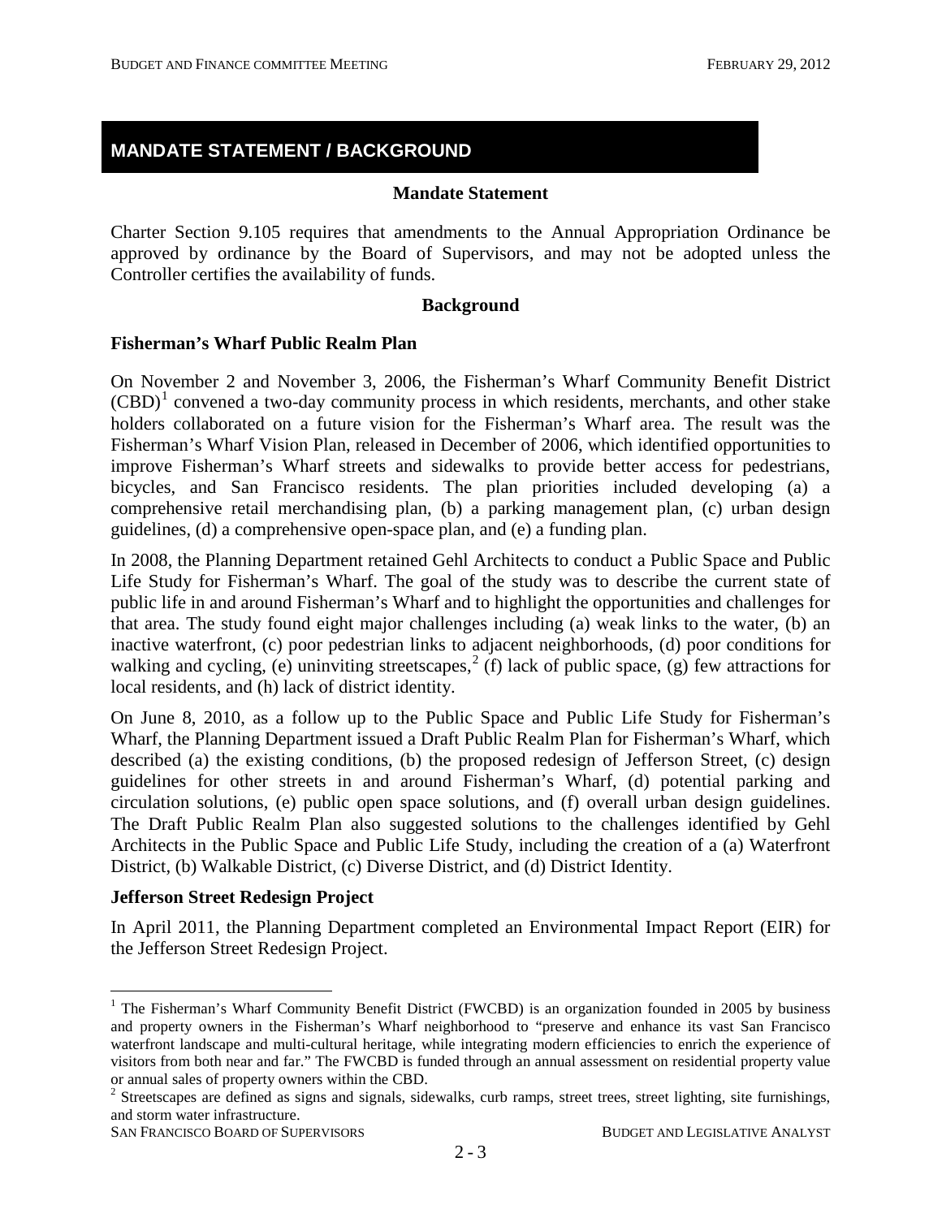## MANDATE STATEMENT / BACKGROUND

### Mandate Statement

Charter Section 9.105 requires that amendments to the Annual Appropriation Ordinance be approved by ordinance by the Board of Supervisors, and may not be adopted unless the Controller certifies the availability of funds.

### Background

**Fisherman's Wharf Public Realm Plan**

On November 2 and November 3, 2006, the Fisherman's Wharf Community Benefit District (CBD)[1] convened a two-day community process in which residents, merchants, and other stake holders collaborated on a future vision for the Fisherman's Wharf area. The result was the Fisherman's Wharf Vision Plan, released in December of 2006, which identified opportunities to improve Fisherman's Wharf streets and sidewalks to provide better access for pedestrians, bicycles, and San Francisco residents. The plan priorities included developing (a) a comprehensive retail merchandising plan, (b) a parking management plan, (c) urban design guidelines, (d) a comprehensive open-space plan, and (e) a funding plan.

In 2008, the Planning Department retained Gehl Architects to conduct a Public Space and Public Life Study for Fisherman's Wharf. The goal of the study was to describe the current state of public life in and around Fisherman's Wharf and to highlight the opportunities and challenges for that area. The study found eight major challenges including (a) weak links to the water, (b) an inactive waterfront, (c) poor pedestrian links to adjacent neighborhoods, (d) poor conditions for walking and cycling, (e) uninviting streetscapes,[2] (f) lack of public space, (g) few attractions for local residents, and (h) lack of district identity.

On June 8, 2010, as a follow up to the Public Space and Public Life Study for Fisherman's Wharf, the Planning Department issued a Draft Public Realm Plan for Fisherman's Wharf, which described (a) the existing conditions, (b) the proposed redesign of Jefferson Street, (c) design guidelines for other streets in and around Fisherman's Wharf, (d) potential parking and circulation solutions, (e) public open space solutions, and (f) overall urban design guidelines. The Draft Public Realm Plan also suggested solutions to the challenges identified by Gehl Architects in the Public Space and Public Life Study, including the creation of a (a) Waterfront District, (b) Walkable District, (c) Diverse District, and (d) District Identity.

**Jefferson Street Redesign Project**

In April 2011, the Planning Department completed an Environmental Impact Report (EIR) for the Jefferson Street Redesign Project.

---

[1] The Fisherman's Wharf Community Benefit District (FWCBD) is an organization founded in 2005 by business and property owners in the Fisherman's Wharf neighborhood to "preserve and enhance its vast San Francisco waterfront landscape and multi-cultural heritage, while integrating modern efficiencies to enrich the experience of visitors from both near and far." The FWCBD is funded through an annual assessment on residential property value or annual sales of property owners within the CBD.

[2] Streetscapes are defined as signs and signals, sidewalks, curb ramps, street trees, street lighting, site furnishings, and storm water infrastructure.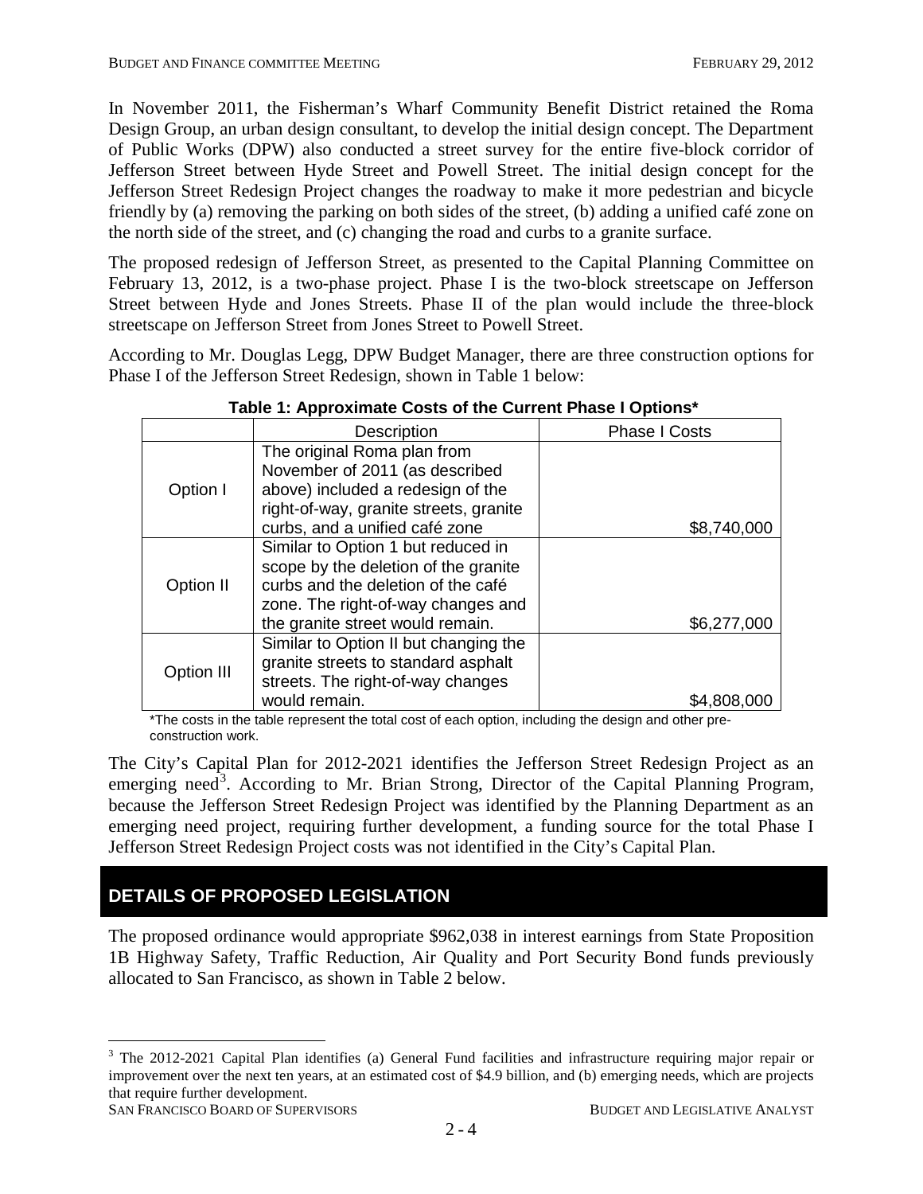In November 2011, the Fisherman's Wharf Community Benefit District retained the Roma Design Group, an urban design consultant, to develop the initial design concept. The Department of Public Works (DPW) also conducted a street survey for the entire five-block corridor of Jefferson Street between Hyde Street and Powell Street. The initial design concept for the Jefferson Street Redesign Project changes the roadway to make it more pedestrian and bicycle friendly by (a) removing the parking on both sides of the street, (b) adding a unified café zone on the north side of the street, and (c) changing the road and curbs to a granite surface.

The proposed redesign of Jefferson Street, as presented to the Capital Planning Committee on February 13, 2012, is a two-phase project. Phase I is the two-block streetscape on Jefferson Street between Hyde and Jones Streets. Phase II of the plan would include the three-block streetscape on Jefferson Street from Jones Street to Powell Street.

According to Mr. Douglas Legg, DPW Budget Manager, there are three construction options for Phase I of the Jefferson Street Redesign, shown in Table 1 below:

**Table 1: Approximate Costs of the Current Phase I Options***

| | Description | Phase I Costs |
|---|---|---|
| Option I | The original Roma plan from November of 2011 (as described above) included a redesign of the right-of-way, granite streets, granite curbs, and a unified café zone | $8,740,000 |
| Option II | Similar to Option 1 but reduced in scope by the deletion of the granite curbs and the deletion of the café zone. The right-of-way changes and the granite street would remain. | $6,277,000 |
| Option III | Similar to Option II but changing the granite streets to standard asphalt streets. The right-of-way changes would remain. | $4,808,000 |

*The costs in the table represent the total cost of each option, including the design and other pre-construction work.

The City's Capital Plan for 2012-2021 identifies the Jefferson Street Redesign Project as an emerging need[3]. According to Mr. Brian Strong, Director of the Capital Planning Program, because the Jefferson Street Redesign Project was identified by the Planning Department as an emerging need project, requiring further development, a funding source for the total Phase I Jefferson Street Redesign Project costs was not identified in the City's Capital Plan.

## DETAILS OF PROPOSED LEGISLATION

The proposed ordinance would appropriate $962,038 in interest earnings from State Proposition 1B Highway Safety, Traffic Reduction, Air Quality and Port Security Bond funds previously allocated to San Francisco, as shown in Table 2 below.

[3] The 2012-2021 Capital Plan identifies (a) General Fund facilities and infrastructure requiring major repair or improvement over the next ten years, at an estimated cost of $4.9 billion, and (b) emerging needs, which are projects that require further development.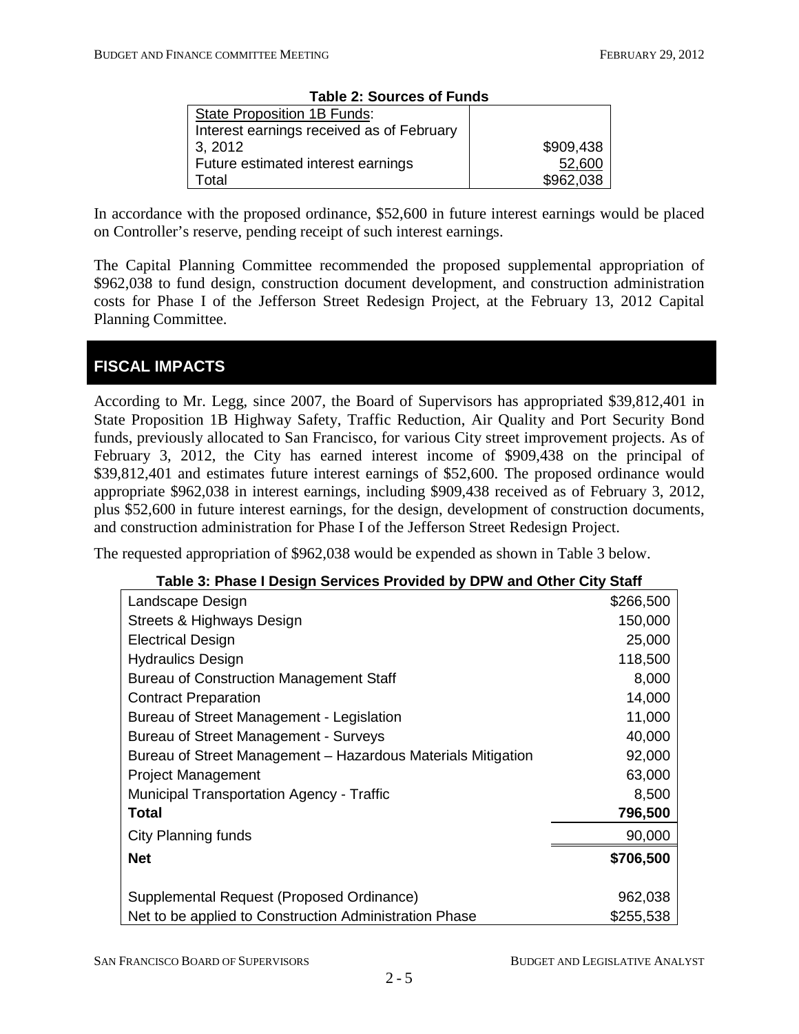**Table 2: Sources of Funds**

| State Proposition 1B Funds: | |
|---|---|
| Interest earnings received as of February 3, 2012 | $909,438 |
| Future estimated interest earnings | 52,600 |
| Total | $962,038 |

In accordance with the proposed ordinance, $52,600 in future interest earnings would be placed on Controller's reserve, pending receipt of such interest earnings.

The Capital Planning Committee recommended the proposed supplemental appropriation of $962,038 to fund design, construction document development, and construction administration costs for Phase I of the Jefferson Street Redesign Project, at the February 13, 2012 Capital Planning Committee.

## FISCAL IMPACTS

According to Mr. Legg, since 2007, the Board of Supervisors has appropriated $39,812,401 in State Proposition 1B Highway Safety, Traffic Reduction, Air Quality and Port Security Bond funds, previously allocated to San Francisco, for various City street improvement projects. As of February 3, 2012, the City has earned interest income of $909,438 on the principal of $39,812,401 and estimates future interest earnings of $52,600. The proposed ordinance would appropriate $962,038 in interest earnings, including $909,438 received as of February 3, 2012, plus $52,600 in future interest earnings, for the design, development of construction documents, and construction administration for Phase I of the Jefferson Street Redesign Project.

The requested appropriation of $962,038 would be expended as shown in Table 3 below.

**Table 3: Phase I Design Services Provided by DPW and Other City Staff**

| | |
|---|---|
| Landscape Design | $266,500 |
| Streets & Highways Design | 150,000 |
| Electrical Design | 25,000 |
| Hydraulics Design | 118,500 |
| Bureau of Construction Management Staff | 8,000 |
| Contract Preparation | 14,000 |
| Bureau of Street Management - Legislation | 11,000 |
| Bureau of Street Management - Surveys | 40,000 |
| Bureau of Street Management – Hazardous Materials Mitigation | 92,000 |
| Project Management | 63,000 |
| Municipal Transportation Agency - Traffic | 8,500 |
| **Total** | **796,500** |
| City Planning funds | 90,000 |
| **Net** | **$706,500** |
| | |
| Supplemental Request (Proposed Ordinance) | 962,038 |
| Net to be applied to Construction Administration Phase | $255,538 |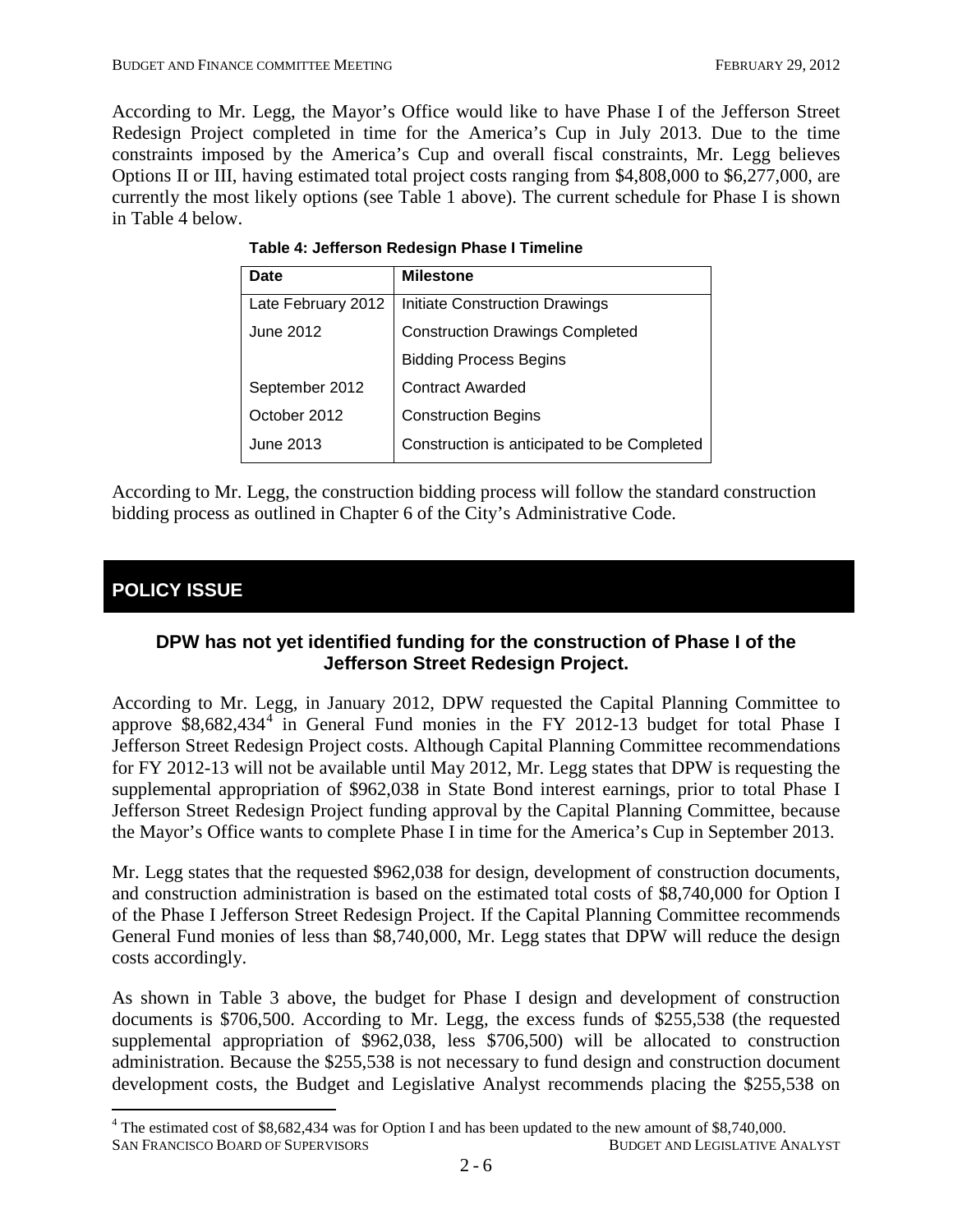According to Mr. Legg, the Mayor's Office would like to have Phase I of the Jefferson Street Redesign Project completed in time for the America's Cup in July 2013. Due to the time constraints imposed by the America's Cup and overall fiscal constraints, Mr. Legg believes Options II or III, having estimated total project costs ranging from $4,808,000 to $6,277,000, are currently the most likely options (see Table 1 above). The current schedule for Phase I is shown in Table 4 below.

**Table 4: Jefferson Redesign Phase I Timeline**

| Date | Milestone |
|---|---|
| Late February 2012 | Initiate Construction Drawings |
| June 2012 | Construction Drawings Completed |
| | Bidding Process Begins |
| September 2012 | Contract Awarded |
| October 2012 | Construction Begins |
| June 2013 | Construction is anticipated to be Completed |

According to Mr. Legg, the construction bidding process will follow the standard construction bidding process as outlined in Chapter 6 of the City's Administrative Code.

## POLICY ISSUE

### DPW has not yet identified funding for the construction of Phase I of the Jefferson Street Redesign Project.

According to Mr. Legg, in January 2012, DPW requested the Capital Planning Committee to approve $8,682,434[4] in General Fund monies in the FY 2012-13 budget for total Phase I Jefferson Street Redesign Project costs. Although Capital Planning Committee recommendations for FY 2012-13 will not be available until May 2012, Mr. Legg states that DPW is requesting the supplemental appropriation of $962,038 in State Bond interest earnings, prior to total Phase I Jefferson Street Redesign Project funding approval by the Capital Planning Committee, because the Mayor's Office wants to complete Phase I in time for the America's Cup in September 2013.

Mr. Legg states that the requested $962,038 for design, development of construction documents, and construction administration is based on the estimated total costs of $8,740,000 for Option I of the Phase I Jefferson Street Redesign Project. If the Capital Planning Committee recommends General Fund monies of less than $8,740,000, Mr. Legg states that DPW will reduce the design costs accordingly.

As shown in Table 3 above, the budget for Phase I design and development of construction documents is $706,500. According to Mr. Legg, the excess funds of $255,538 (the requested supplemental appropriation of $962,038, less $706,500) will be allocated to construction administration. Because the $255,538 is not necessary to fund design and construction document development costs, the Budget and Legislative Analyst recommends placing the $255,538 on

[4] The estimated cost of $8,682,434 was for Option I and has been updated to the new amount of $8,740,000.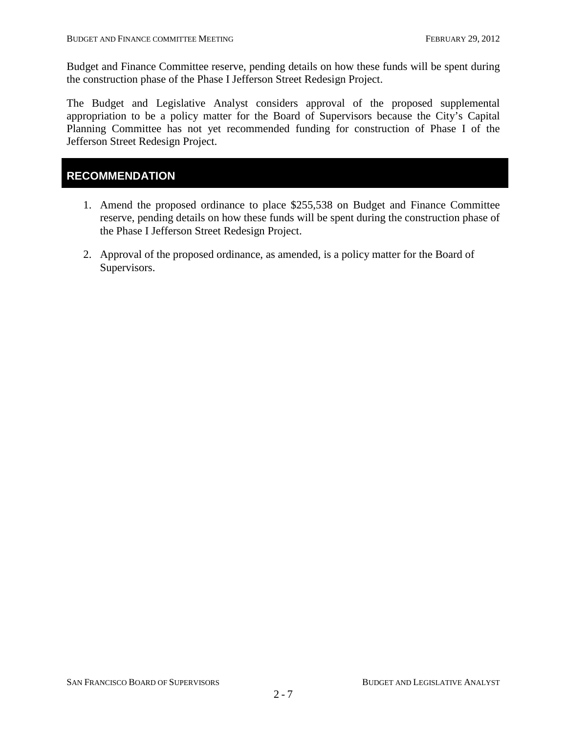Budget and Finance Committee reserve, pending details on how these funds will be spent during the construction phase of the Phase I Jefferson Street Redesign Project.

The Budget and Legislative Analyst considers approval of the proposed supplemental appropriation to be a policy matter for the Board of Supervisors because the City's Capital Planning Committee has not yet recommended funding for construction of Phase I of the Jefferson Street Redesign Project.

## RECOMMENDATION

1. Amend the proposed ordinance to place $255,538 on Budget and Finance Committee reserve, pending details on how these funds will be spent during the construction phase of the Phase I Jefferson Street Redesign Project.

2. Approval of the proposed ordinance, as amended, is a policy matter for the Board of Supervisors.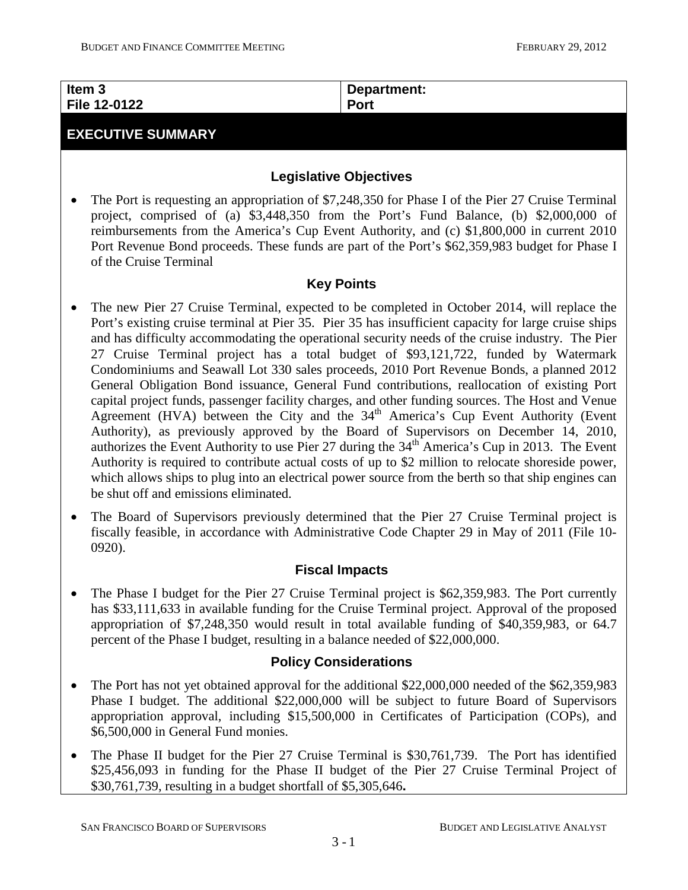| Item 3 | Department: |
| --- | --- |
| File 12-0122 | Port |

## EXECUTIVE SUMMARY

### Legislative Objectives

- The Port is requesting an appropriation of $7,248,350 for Phase I of the Pier 27 Cruise Terminal project, comprised of (a) $3,448,350 from the Port's Fund Balance, (b) $2,000,000 of reimbursements from the America's Cup Event Authority, and (c) $1,800,000 in current 2010 Port Revenue Bond proceeds. These funds are part of the Port's $62,359,983 budget for Phase I of the Cruise Terminal

### Key Points

- The new Pier 27 Cruise Terminal, expected to be completed in October 2014, will replace the Port's existing cruise terminal at Pier 35. Pier 35 has insufficient capacity for large cruise ships and has difficulty accommodating the operational security needs of the cruise industry. The Pier 27 Cruise Terminal project has a total budget of $93,121,722, funded by Watermark Condominiums and Seawall Lot 330 sales proceeds, 2010 Port Revenue Bonds, a planned 2012 General Obligation Bond issuance, General Fund contributions, reallocation of existing Port capital project funds, passenger facility charges, and other funding sources. The Host and Venue Agreement (HVA) between the City and the 34th America's Cup Event Authority (Event Authority), as previously approved by the Board of Supervisors on December 14, 2010, authorizes the Event Authority to use Pier 27 during the 34th America's Cup in 2013. The Event Authority is required to contribute actual costs of up to $2 million to relocate shoreside power, which allows ships to plug into an electrical power source from the berth so that ship engines can be shut off and emissions eliminated.
- The Board of Supervisors previously determined that the Pier 27 Cruise Terminal project is fiscally feasible, in accordance with Administrative Code Chapter 29 in May of 2011 (File 10-0920).

### Fiscal Impacts

- The Phase I budget for the Pier 27 Cruise Terminal project is $62,359,983. The Port currently has $33,111,633 in available funding for the Cruise Terminal project. Approval of the proposed appropriation of $7,248,350 would result in total available funding of $40,359,983, or 64.7 percent of the Phase I budget, resulting in a balance needed of $22,000,000.

### Policy Considerations

- The Port has not yet obtained approval for the additional $22,000,000 needed of the $62,359,983 Phase I budget. The additional $22,000,000 will be subject to future Board of Supervisors appropriation approval, including $15,500,000 in Certificates of Participation (COPs), and $6,500,000 in General Fund monies.
- The Phase II budget for the Pier 27 Cruise Terminal is $30,761,739. The Port has identified $25,456,093 in funding for the Phase II budget of the Pier 27 Cruise Terminal Project of $30,761,739, resulting in a budget shortfall of $5,305,646**.**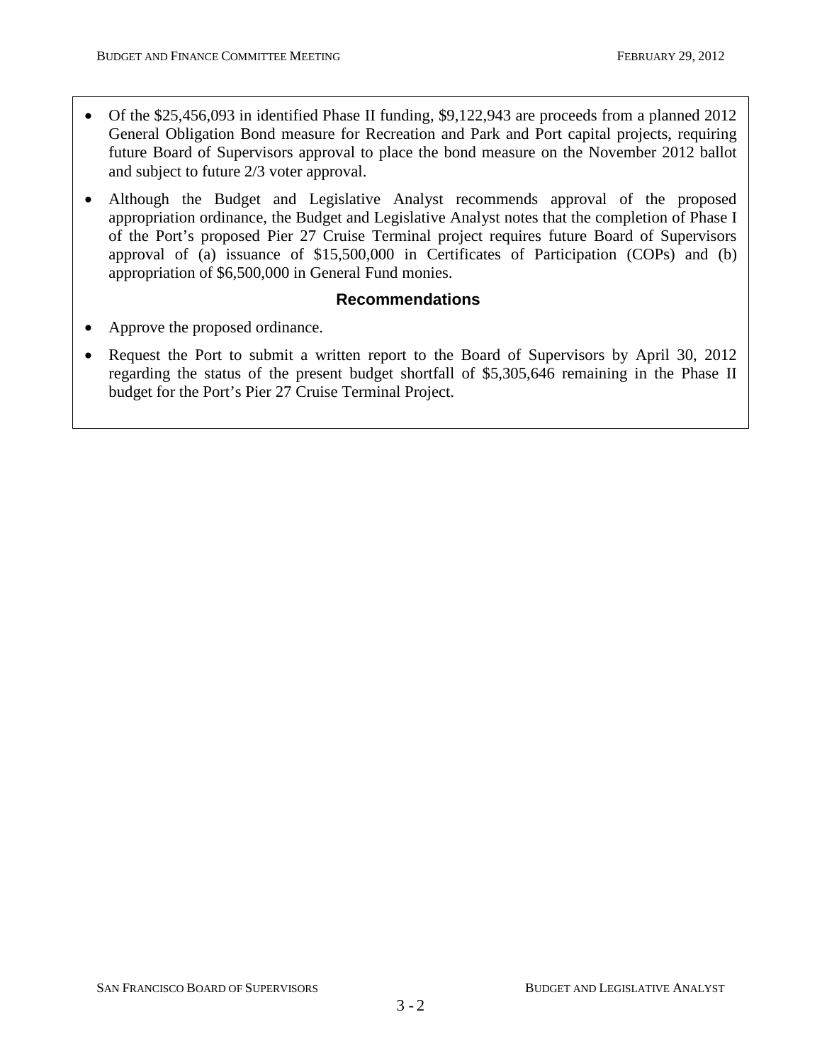- Of the $25,456,093 in identified Phase II funding, $9,122,943 are proceeds from a planned 2012 General Obligation Bond measure for Recreation and Park and Port capital projects, requiring future Board of Supervisors approval to place the bond measure on the November 2012 ballot and subject to future 2/3 voter approval.
- Although the Budget and Legislative Analyst recommends approval of the proposed appropriation ordinance, the Budget and Legislative Analyst notes that the completion of Phase I of the Port's proposed Pier 27 Cruise Terminal project requires future Board of Supervisors approval of (a) issuance of $15,500,000 in Certificates of Participation (COPs) and (b) appropriation of $6,500,000 in General Fund monies.

## Recommendations

- Approve the proposed ordinance.
- Request the Port to submit a written report to the Board of Supervisors by April 30, 2012 regarding the status of the present budget shortfall of $5,305,646 remaining in the Phase II budget for the Port's Pier 27 Cruise Terminal Project.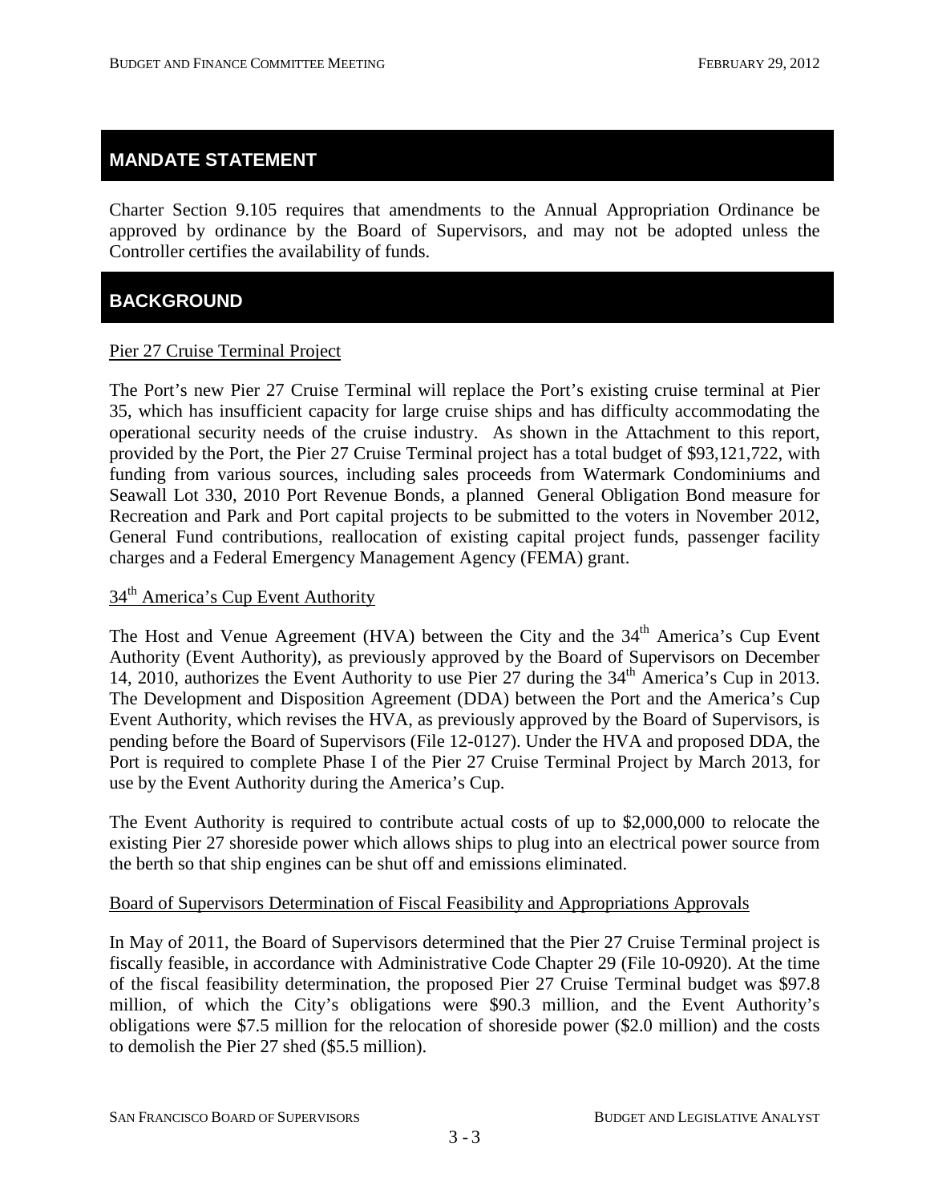## MANDATE STATEMENT

Charter Section 9.105 requires that amendments to the Annual Appropriation Ordinance be approved by ordinance by the Board of Supervisors, and may not be adopted unless the Controller certifies the availability of funds.

## BACKGROUND

Pier 27 Cruise Terminal Project

The Port's new Pier 27 Cruise Terminal will replace the Port's existing cruise terminal at Pier 35, which has insufficient capacity for large cruise ships and has difficulty accommodating the operational security needs of the cruise industry. As shown in the Attachment to this report, provided by the Port, the Pier 27 Cruise Terminal project has a total budget of $93,121,722, with funding from various sources, including sales proceeds from Watermark Condominiums and Seawall Lot 330, 2010 Port Revenue Bonds, a planned General Obligation Bond measure for Recreation and Park and Port capital projects to be submitted to the voters in November 2012, General Fund contributions, reallocation of existing capital project funds, passenger facility charges and a Federal Emergency Management Agency (FEMA) grant.

34th America's Cup Event Authority

The Host and Venue Agreement (HVA) between the City and the 34th America's Cup Event Authority (Event Authority), as previously approved by the Board of Supervisors on December 14, 2010, authorizes the Event Authority to use Pier 27 during the 34th America's Cup in 2013. The Development and Disposition Agreement (DDA) between the Port and the America's Cup Event Authority, which revises the HVA, as previously approved by the Board of Supervisors, is pending before the Board of Supervisors (File 12-0127). Under the HVA and proposed DDA, the Port is required to complete Phase I of the Pier 27 Cruise Terminal Project by March 2013, for use by the Event Authority during the America's Cup.

The Event Authority is required to contribute actual costs of up to $2,000,000 to relocate the existing Pier 27 shoreside power which allows ships to plug into an electrical power source from the berth so that ship engines can be shut off and emissions eliminated.

Board of Supervisors Determination of Fiscal Feasibility and Appropriations Approvals

In May of 2011, the Board of Supervisors determined that the Pier 27 Cruise Terminal project is fiscally feasible, in accordance with Administrative Code Chapter 29 (File 10-0920). At the time of the fiscal feasibility determination, the proposed Pier 27 Cruise Terminal budget was $97.8 million, of which the City's obligations were $90.3 million, and the Event Authority's obligations were $7.5 million for the relocation of shoreside power ($2.0 million) and the costs to demolish the Pier 27 shed ($5.5 million).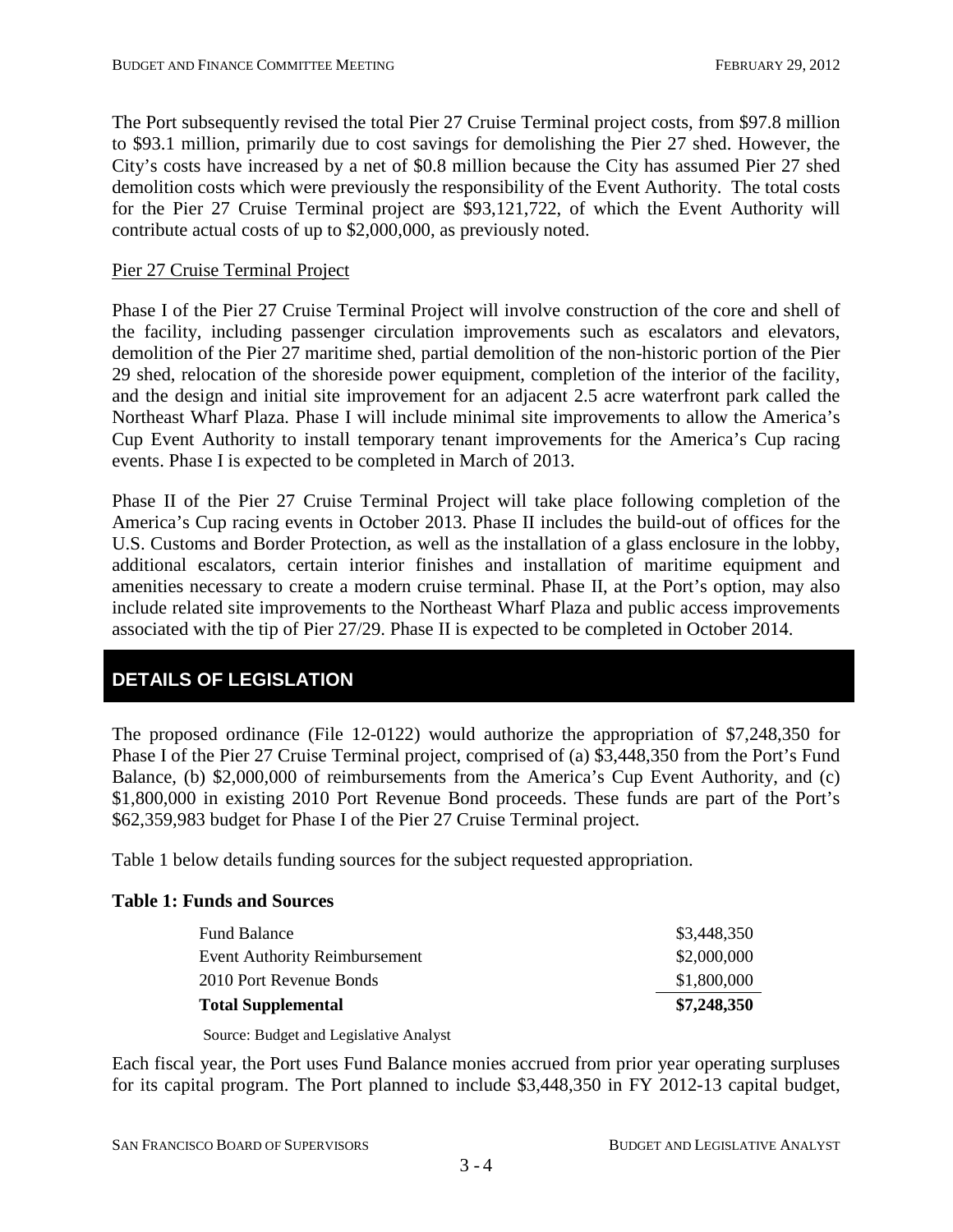The Port subsequently revised the total Pier 27 Cruise Terminal project costs, from $97.8 million to $93.1 million, primarily due to cost savings for demolishing the Pier 27 shed. However, the City's costs have increased by a net of $0.8 million because the City has assumed Pier 27 shed demolition costs which were previously the responsibility of the Event Authority. The total costs for the Pier 27 Cruise Terminal project are $93,121,722, of which the Event Authority will contribute actual costs of up to $2,000,000, as previously noted.

<u>Pier 27 Cruise Terminal Project</u>

Phase I of the Pier 27 Cruise Terminal Project will involve construction of the core and shell of the facility, including passenger circulation improvements such as escalators and elevators, demolition of the Pier 27 maritime shed, partial demolition of the non-historic portion of the Pier 29 shed, relocation of the shoreside power equipment, completion of the interior of the facility, and the design and initial site improvement for an adjacent 2.5 acre waterfront park called the Northeast Wharf Plaza. Phase I will include minimal site improvements to allow the America's Cup Event Authority to install temporary tenant improvements for the America's Cup racing events. Phase I is expected to be completed in March of 2013.

Phase II of the Pier 27 Cruise Terminal Project will take place following completion of the America's Cup racing events in October 2013. Phase II includes the build-out of offices for the U.S. Customs and Border Protection, as well as the installation of a glass enclosure in the lobby, additional escalators, certain interior finishes and installation of maritime equipment and amenities necessary to create a modern cruise terminal. Phase II, at the Port's option, may also include related site improvements to the Northeast Wharf Plaza and public access improvements associated with the tip of Pier 27/29. Phase II is expected to be completed in October 2014.

## DETAILS OF LEGISLATION

The proposed ordinance (File 12-0122) would authorize the appropriation of $7,248,350 for Phase I of the Pier 27 Cruise Terminal project, comprised of (a) $3,448,350 from the Port's Fund Balance, (b) $2,000,000 of reimbursements from the America's Cup Event Authority, and (c) $1,800,000 in existing 2010 Port Revenue Bond proceeds. These funds are part of the Port's $62,359,983 budget for Phase I of the Pier 27 Cruise Terminal project.

Table 1 below details funding sources for the subject requested appropriation.

**Table 1: Funds and Sources**

| Source | Amount |
|---|---|
| Fund Balance | $3,448,350 |
| Event Authority Reimbursement | $2,000,000 |
| 2010 Port Revenue Bonds | $1,800,000 |
| **Total Supplemental** | **$7,248,350** |

Source: Budget and Legislative Analyst

Each fiscal year, the Port uses Fund Balance monies accrued from prior year operating surpluses for its capital program. The Port planned to include $3,448,350 in FY 2012-13 capital budget,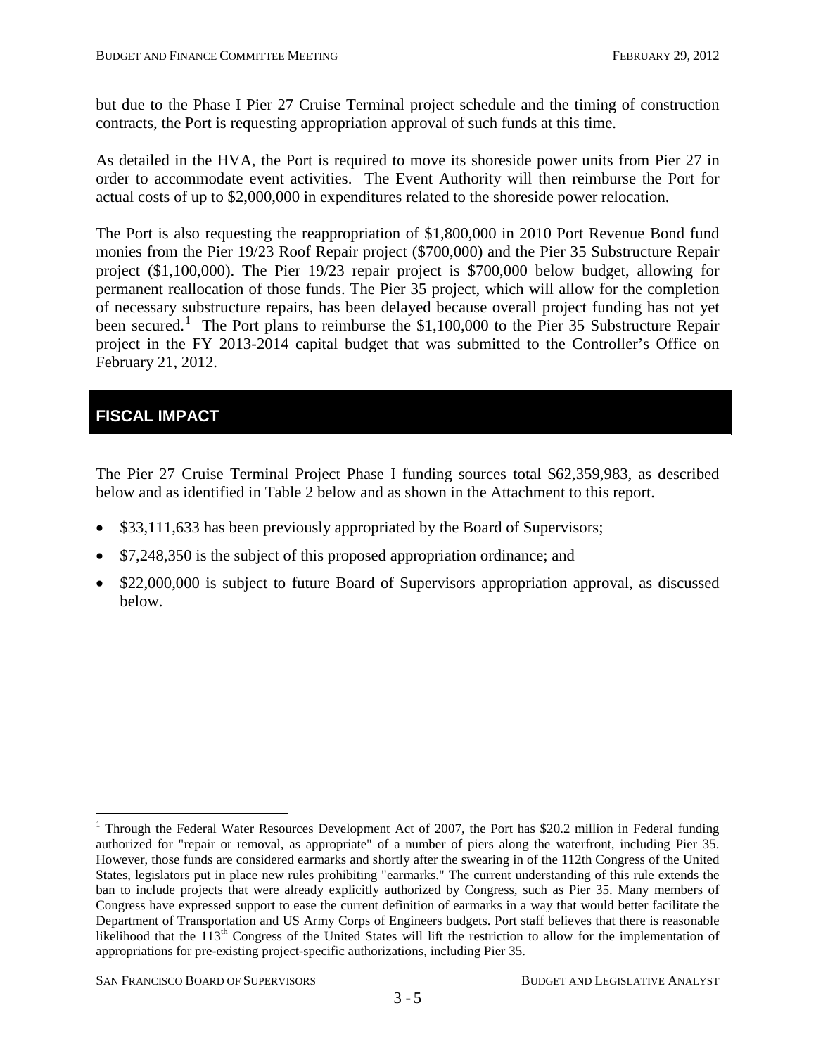but due to the Phase I Pier 27 Cruise Terminal project schedule and the timing of construction contracts, the Port is requesting appropriation approval of such funds at this time.

As detailed in the HVA, the Port is required to move its shoreside power units from Pier 27 in order to accommodate event activities. The Event Authority will then reimburse the Port for actual costs of up to $2,000,000 in expenditures related to the shoreside power relocation.

The Port is also requesting the reappropriation of $1,800,000 in 2010 Port Revenue Bond fund monies from the Pier 19/23 Roof Repair project ($700,000) and the Pier 35 Substructure Repair project ($1,100,000). The Pier 19/23 repair project is $700,000 below budget, allowing for permanent reallocation of those funds. The Pier 35 project, which will allow for the completion of necessary substructure repairs, has been delayed because overall project funding has not yet been secured.[1] The Port plans to reimburse the $1,100,000 to the Pier 35 Substructure Repair project in the FY 2013-2014 capital budget that was submitted to the Controller's Office on February 21, 2012.

## FISCAL IMPACT

The Pier 27 Cruise Terminal Project Phase I funding sources total $62,359,983, as described below and as identified in Table 2 below and as shown in the Attachment to this report.

- $33,111,633 has been previously appropriated by the Board of Supervisors;
- $7,248,350 is the subject of this proposed appropriation ordinance; and
- $22,000,000 is subject to future Board of Supervisors appropriation approval, as discussed below.

[1] Through the Federal Water Resources Development Act of 2007, the Port has $20.2 million in Federal funding authorized for "repair or removal, as appropriate" of a number of piers along the waterfront, including Pier 35. However, those funds are considered earmarks and shortly after the swearing in of the 112th Congress of the United States, legislators put in place new rules prohibiting "earmarks." The current understanding of this rule extends the ban to include projects that were already explicitly authorized by Congress, such as Pier 35. Many members of Congress have expressed support to ease the current definition of earmarks in a way that would better facilitate the Department of Transportation and US Army Corps of Engineers budgets. Port staff believes that there is reasonable likelihood that the 113th Congress of the United States will lift the restriction to allow for the implementation of appropriations for pre-existing project-specific authorizations, including Pier 35.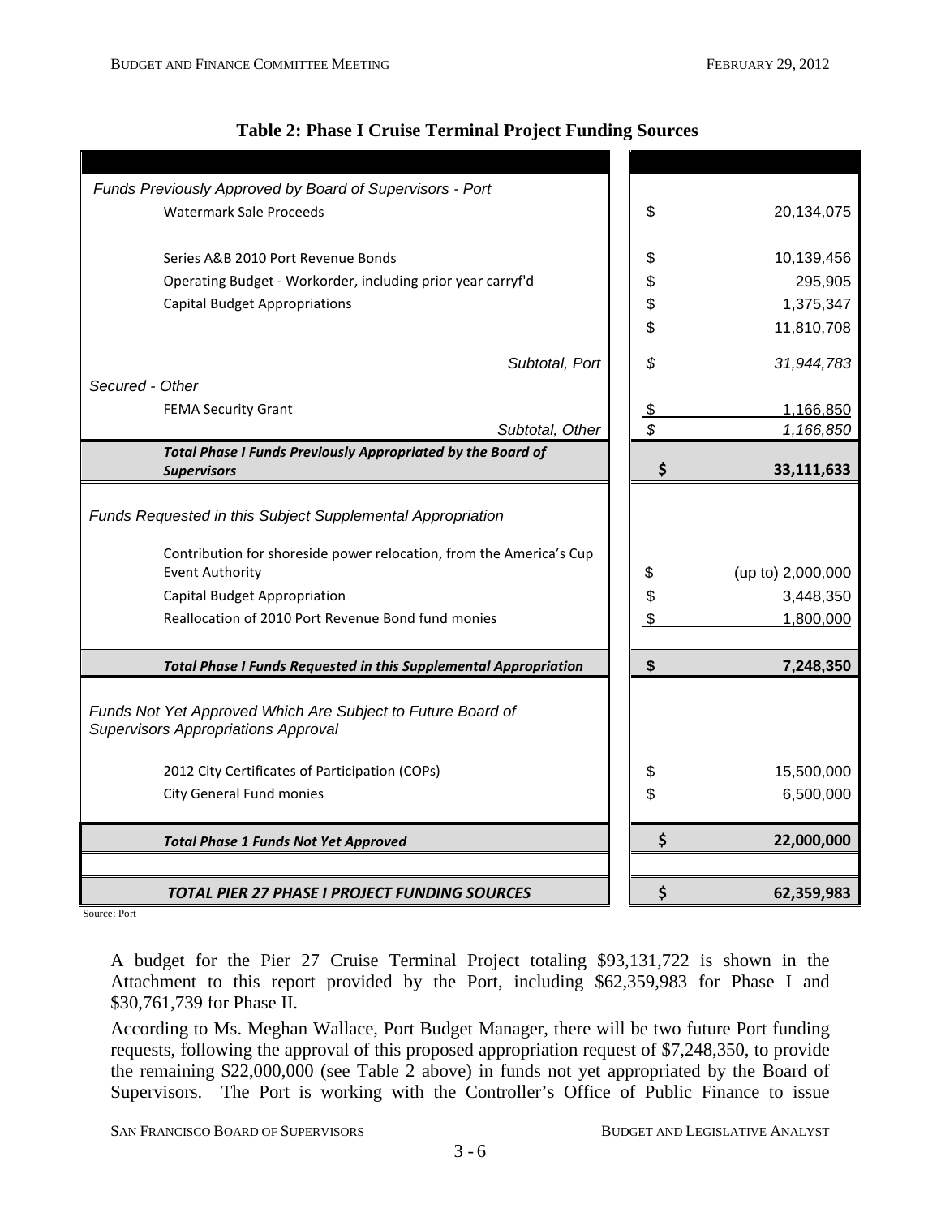**Table 2: Phase I Cruise Terminal Project Funding Sources**

| | |
|---|---|
| *Funds Previously Approved by Board of Supervisors - Port* | |
| Watermark Sale Proceeds | $ 20,134,075 |
| | |
| Series A&B 2010 Port Revenue Bonds | $ 10,139,456 |
| Operating Budget - Workorder, including prior year carryf'd | $ 295,905 |
| Capital Budget Appropriations | $ 1,375,347 |
| | $ 11,810,708 |
| *Subtotal, Port* | *$ 31,944,783* |
| *Secured - Other* | |
| FEMA Security Grant | $ 1,166,850 |
| *Subtotal, Other* | *$ 1,166,850* |
| ***Total Phase I Funds Previously Appropriated by the Board of Supervisors*** | **$ 33,111,633** |
| *Funds Requested in this Subject Supplemental Appropriation* | |
| Contribution for shoreside power relocation, from the America's Cup Event Authority | $ (up to) 2,000,000 |
| Capital Budget Appropriation | $ 3,448,350 |
| Reallocation of 2010 Port Revenue Bond fund monies | $ 1,800,000 |
| ***Total Phase I Funds Requested in this Supplemental Appropriation*** | **$ 7,248,350** |
| *Funds Not Yet Approved Which Are Subject to Future Board of Supervisors Appropriations Approval* | |
| 2012 City Certificates of Participation (COPs) | $ 15,500,000 |
| City General Fund monies | $ 6,500,000 |
| ***Total Phase 1 Funds Not Yet Approved*** | **$ 22,000,000** |
| | |
| ***TOTAL PIER 27 PHASE I PROJECT FUNDING SOURCES*** | **$ 62,359,983** |

Source: Port

A budget for the Pier 27 Cruise Terminal Project totaling $93,131,722 is shown in the Attachment to this report provided by the Port, including $62,359,983 for Phase I and $30,761,739 for Phase II.

According to Ms. Meghan Wallace, Port Budget Manager, there will be two future Port funding requests, following the approval of this proposed appropriation request of $7,248,350, to provide the remaining $22,000,000 (see Table 2 above) in funds not yet appropriated by the Board of Supervisors. The Port is working with the Controller's Office of Public Finance to issue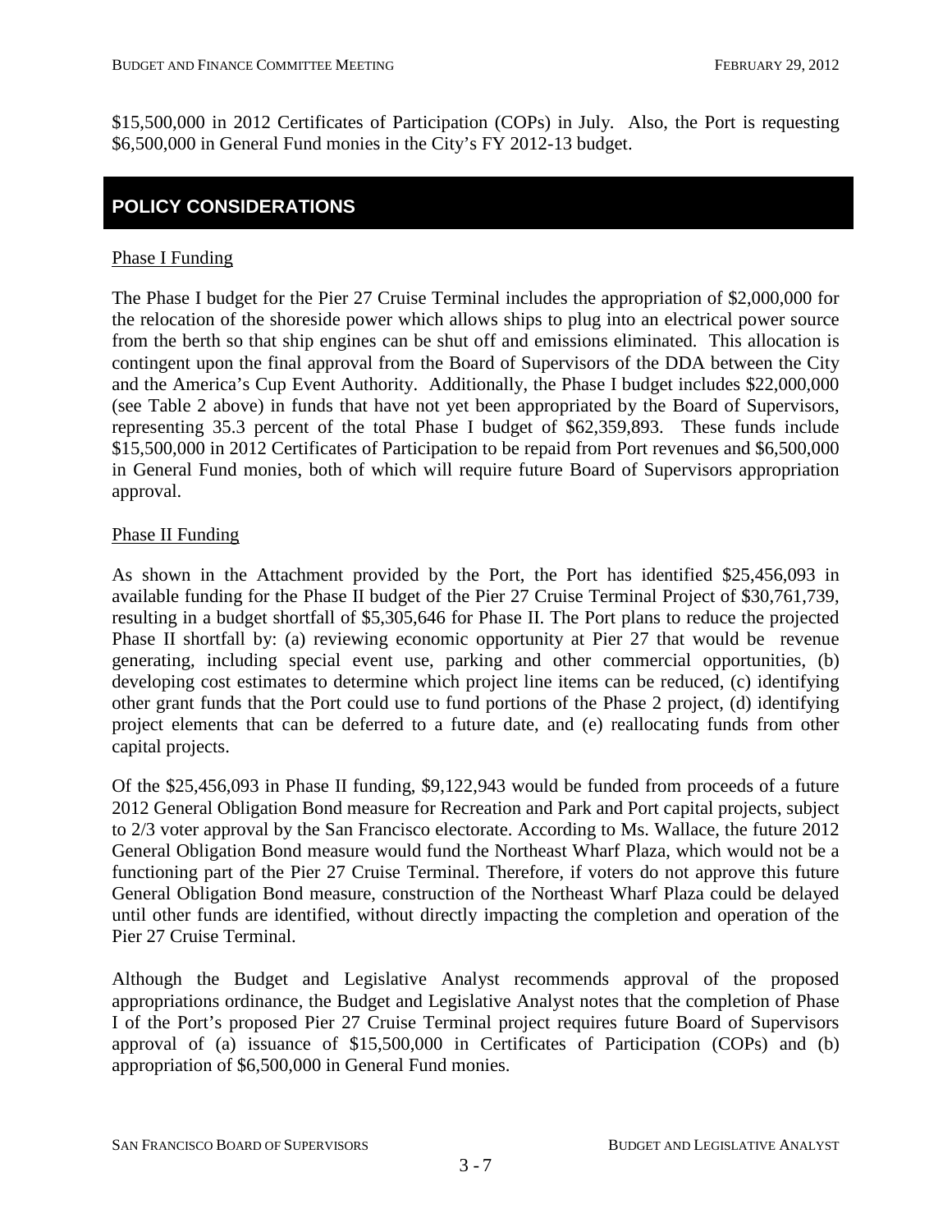$15,500,000 in 2012 Certificates of Participation (COPs) in July. Also, the Port is requesting $6,500,000 in General Fund monies in the City's FY 2012-13 budget.

## POLICY CONSIDERATIONS

Phase I Funding

The Phase I budget for the Pier 27 Cruise Terminal includes the appropriation of $2,000,000 for the relocation of the shoreside power which allows ships to plug into an electrical power source from the berth so that ship engines can be shut off and emissions eliminated. This allocation is contingent upon the final approval from the Board of Supervisors of the DDA between the City and the America's Cup Event Authority. Additionally, the Phase I budget includes $22,000,000 (see Table 2 above) in funds that have not yet been appropriated by the Board of Supervisors, representing 35.3 percent of the total Phase I budget of $62,359,893. These funds include $15,500,000 in 2012 Certificates of Participation to be repaid from Port revenues and $6,500,000 in General Fund monies, both of which will require future Board of Supervisors appropriation approval.

Phase II Funding

As shown in the Attachment provided by the Port, the Port has identified $25,456,093 in available funding for the Phase II budget of the Pier 27 Cruise Terminal Project of $30,761,739, resulting in a budget shortfall of $5,305,646 for Phase II. The Port plans to reduce the projected Phase II shortfall by: (a) reviewing economic opportunity at Pier 27 that would be revenue generating, including special event use, parking and other commercial opportunities, (b) developing cost estimates to determine which project line items can be reduced, (c) identifying other grant funds that the Port could use to fund portions of the Phase 2 project, (d) identifying project elements that can be deferred to a future date, and (e) reallocating funds from other capital projects.

Of the $25,456,093 in Phase II funding, $9,122,943 would be funded from proceeds of a future 2012 General Obligation Bond measure for Recreation and Park and Port capital projects, subject to 2/3 voter approval by the San Francisco electorate. According to Ms. Wallace, the future 2012 General Obligation Bond measure would fund the Northeast Wharf Plaza, which would not be a functioning part of the Pier 27 Cruise Terminal. Therefore, if voters do not approve this future General Obligation Bond measure, construction of the Northeast Wharf Plaza could be delayed until other funds are identified, without directly impacting the completion and operation of the Pier 27 Cruise Terminal.

Although the Budget and Legislative Analyst recommends approval of the proposed appropriations ordinance, the Budget and Legislative Analyst notes that the completion of Phase I of the Port's proposed Pier 27 Cruise Terminal project requires future Board of Supervisors approval of (a) issuance of $15,500,000 in Certificates of Participation (COPs) and (b) appropriation of $6,500,000 in General Fund monies.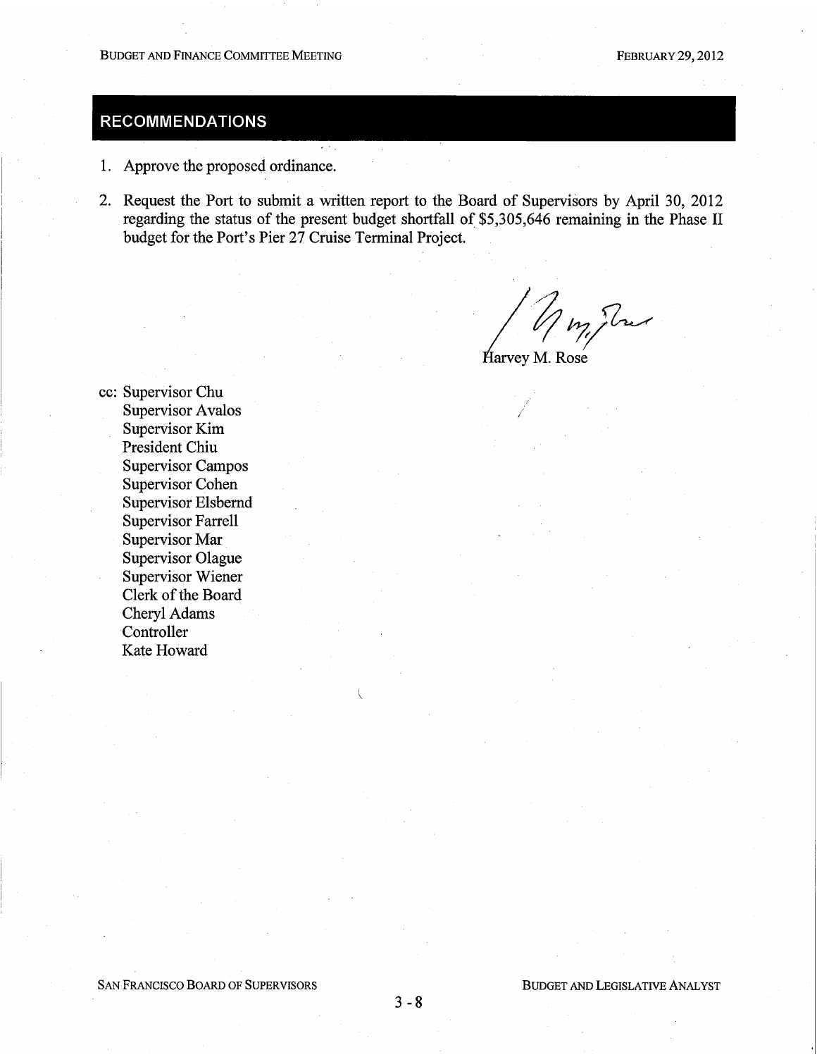## RECOMMENDATIONS

1. Approve the proposed ordinance.
2. Request the Port to submit a written report to the Board of Supervisors by April 30, 2012 regarding the status of the present budget shortfall of $5,305,646 remaining in the Phase II budget for the Port's Pier 27 Cruise Terminal Project.

Harvey M. Rose

cc: Supervisor Chu
Supervisor Avalos
Supervisor Kim
President Chiu
Supervisor Campos
Supervisor Cohen
Supervisor Elsbernd
Supervisor Farrell
Supervisor Mar
Supervisor Olague
Supervisor Wiener
Clerk of the Board
Cheryl Adams
Controller
Kate Howard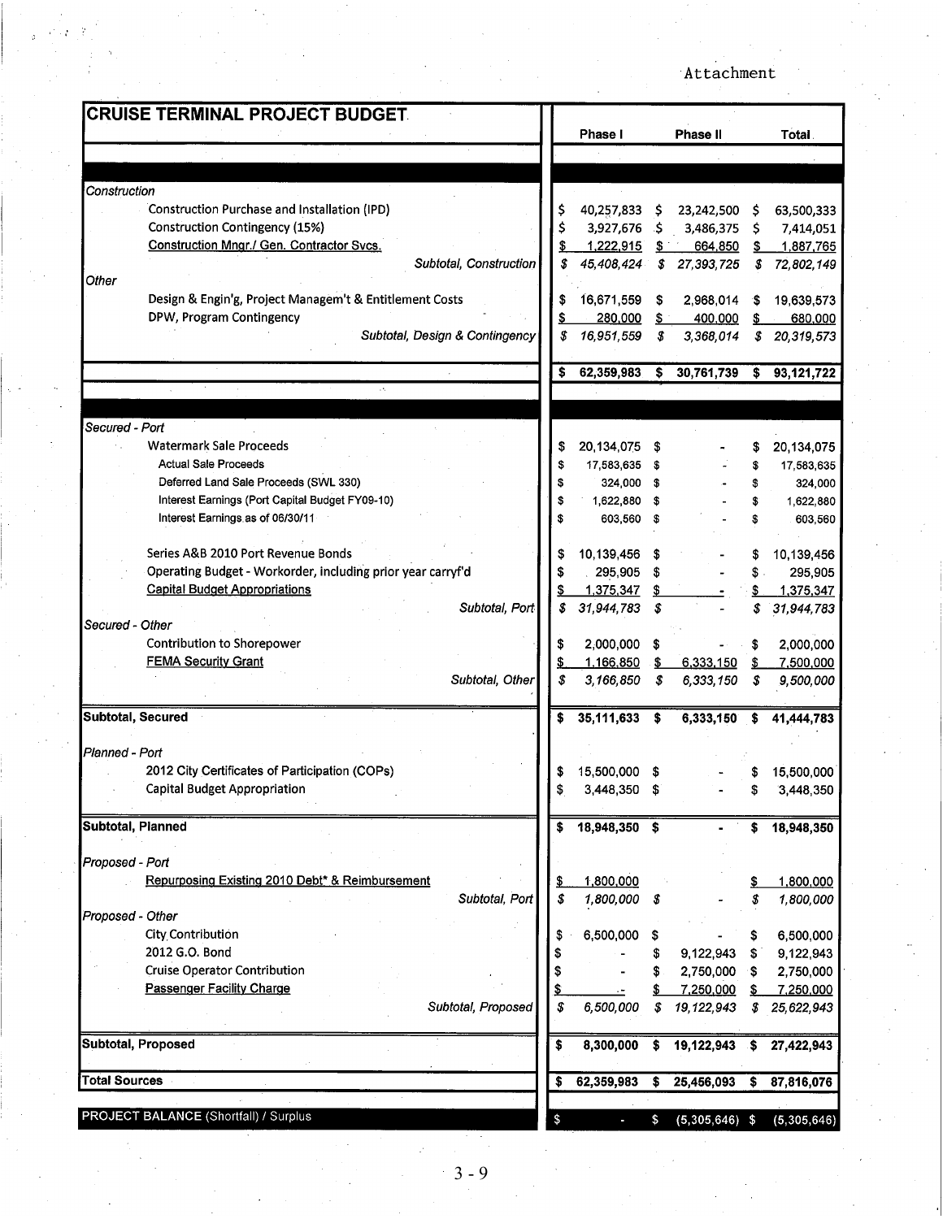Attachment

| CRUISE TERMINAL PROJECT BUDGET | Phase I | Phase II | Total |
|---|---|---|---|
| | | | |
| *Construction* | | | |
| Construction Purchase and Installation (IPD) | $ 40,257,833 | $ 23,242,500 | $ 63,500,333 |
| Construction Contingency (15%) | $ 3,927,676 | $ 3,486,375 | $ 7,414,051 |
| Construction Mngr./ Gen. Contractor Svcs. | $ 1,222,915 | $ 664,850 | $ 1,887,765 |
| *Subtotal, Construction* | *$ 45,408,424* | *$ 27,393,725* | *$ 72,802,149* |
| *Other* | | | |
| Design & Engin'g, Project Managem't & Entitlement Costs | $ 16,671,559 | $ 2,968,014 | $ 19,639,573 |
| DPW, Program Contingency | $ 280,000 | $ 400,000 | $ 680,000 |
| *Subtotal, Design & Contingency* | *$ 16,951,559* | *$ 3,368,014* | *$ 20,319,573* |
| | **$ 62,359,983** | **$ 30,761,739** | **$ 93,121,722** |
| | | | |
| *Secured - Port* | | | |
| Watermark Sale Proceeds | $ 20,134,075 | $ - | $ 20,134,075 |
| Actual Sale Proceeds | $ 17,583,635 | $ - | $ 17,583,635 |
| Deferred Land Sale Proceeds (SWL 330) | $ 324,000 | $ - | $ 324,000 |
| Interest Earnings (Port Capital Budget FY09-10) | $ 1,622,880 | $ - | $ 1,622,880 |
| Interest Earnings as of 06/30/11 | $ 603,560 | $ - | $ 603,560 |
| Series A&B 2010 Port Revenue Bonds | $ 10,139,456 | $ - | $ 10,139,456 |
| Operating Budget - Workorder, including prior year carryf'd | $ 295,905 | $ - | $ 295,905 |
| Capital Budget Appropriations | $ 1,375,347 | $ - | $ 1,375,347 |
| *Subtotal, Port* | *$ 31,944,783* | *$ -* | *$ 31,944,783* |
| *Secured - Other* | | | |
| Contribution to Shorepower | $ 2,000,000 | $ - | $ 2,000,000 |
| FEMA Security Grant | $ 1,166,850 | $ 6,333,150 | $ 7,500,000 |
| *Subtotal, Other* | *$ 3,166,850* | *$ 6,333,150* | *$ 9,500,000* |
| **Subtotal, Secured** | **$ 35,111,633** | **$ 6,333,150** | **$ 41,444,783** |
| *Planned - Port* | | | |
| 2012 City Certificates of Participation (COPs) | $ 15,500,000 | $ - | $ 15,500,000 |
| Capital Budget Appropriation | $ 3,448,350 | $ - | $ 3,448,350 |
| **Subtotal, Planned** | **$ 18,948,350** | **$ -** | **$ 18,948,350** |
| *Proposed - Port* | | | |
| Repurposing Existing 2010 Debt* & Reimbursement | $ 1,800,000 | | $ 1,800,000 |
| *Subtotal, Port* | *$ 1,800,000* | *$ -* | *$ 1,800,000* |
| *Proposed - Other* | | | |
| City Contribution | $ 6,500,000 | $ - | $ 6,500,000 |
| 2012 G.O. Bond | $ - | $ 9,122,943 | $ 9,122,943 |
| Cruise Operator Contribution | $ - | $ 2,750,000 | $ 2,750,000 |
| Passenger Facility Charge | $ - | $ 7,250,000 | $ 7,250,000 |
| *Subtotal, Proposed* | *$ 6,500,000* | *$ 19,122,943* | *$ 25,622,943* |
| **Subtotal, Proposed** | **$ 8,300,000** | **$ 19,122,943** | **$ 27,422,943** |
| **Total Sources** | **$ 62,359,983** | **$ 25,456,093** | **$ 87,816,076** |
| PROJECT BALANCE (Shortfall) / Surplus | $ - | $ (5,305,646) | $ (5,305,646) |